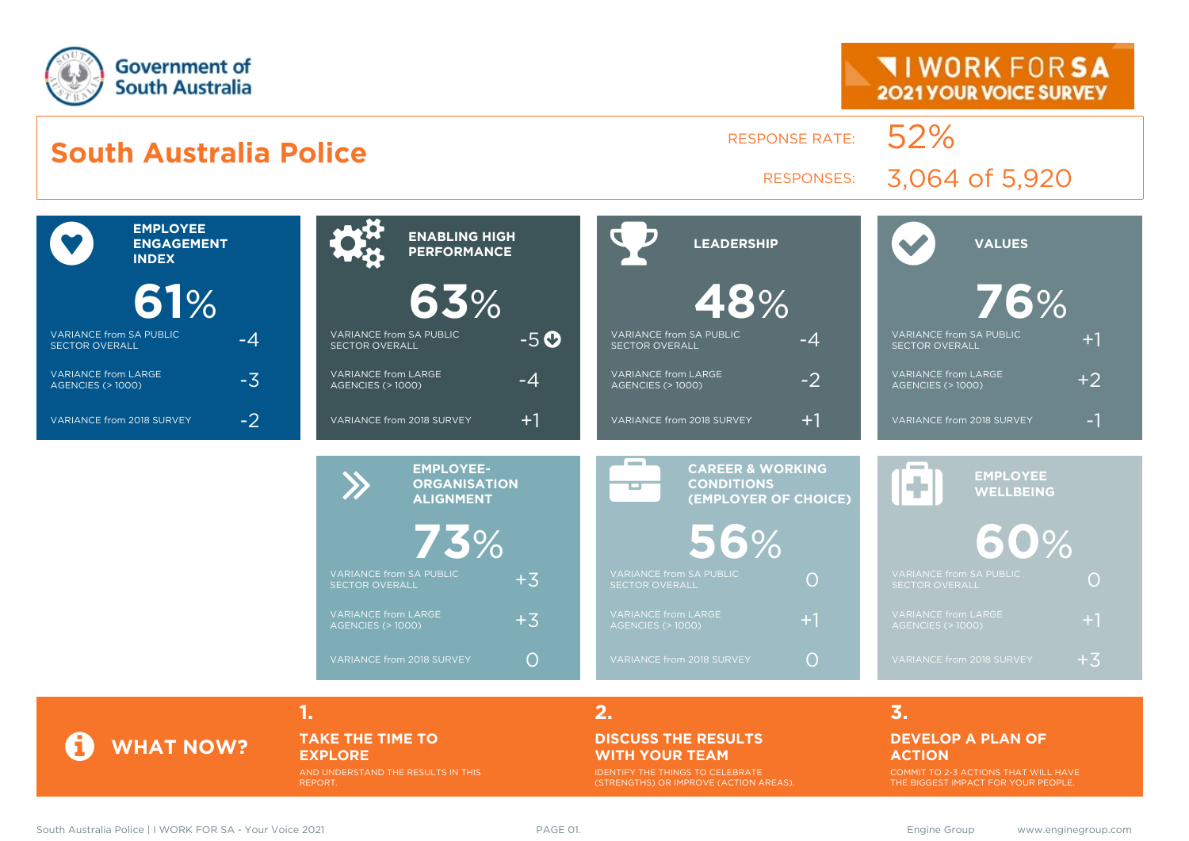Government of South Australia

I WORK FOR SA
2021 YOUR VOICE SURVEY

# South Australia Police

RESPONSE RATE: 52%

RESPONSES: 3,064 of 5,920

| Measure | Score | Variance from SA Public Sector Overall | Variance from Large Agencies (> 1000) | Variance from 2018 Survey |
|---|---|---|---|---|
| EMPLOYEE ENGAGEMENT INDEX | 61% | -4 | -3 | -2 |
| ENABLING HIGH PERFORMANCE | 63% | -5 | -4 | +1 |
| LEADERSHIP | 48% | -4 | -2 | +1 |
| VALUES | 76% | +1 | +2 | -1 |
| EMPLOYEE-ORGANISATION ALIGNMENT | 73% | +3 | +3 | 0 |
| CAREER & WORKING CONDITIONS (EMPLOYER OF CHOICE) | 56% | 0 | +1 | 0 |
| EMPLOYEE WELLBEING | 60% | 0 | +1 | +3 |

## WHAT NOW?

**1. TAKE THE TIME TO EXPLORE**
AND UNDERSTAND THE RESULTS IN THIS REPORT.

**2. DISCUSS THE RESULTS WITH YOUR TEAM**
IDENTIFY THE THINGS TO CELEBRATE (STRENGTHS) OR IMPROVE (ACTION AREAS).

**3. DEVELOP A PLAN OF ACTION**
COMMIT TO 2-3 ACTIONS THAT WILL HAVE THE BIGGEST IMPACT FOR YOUR PEOPLE.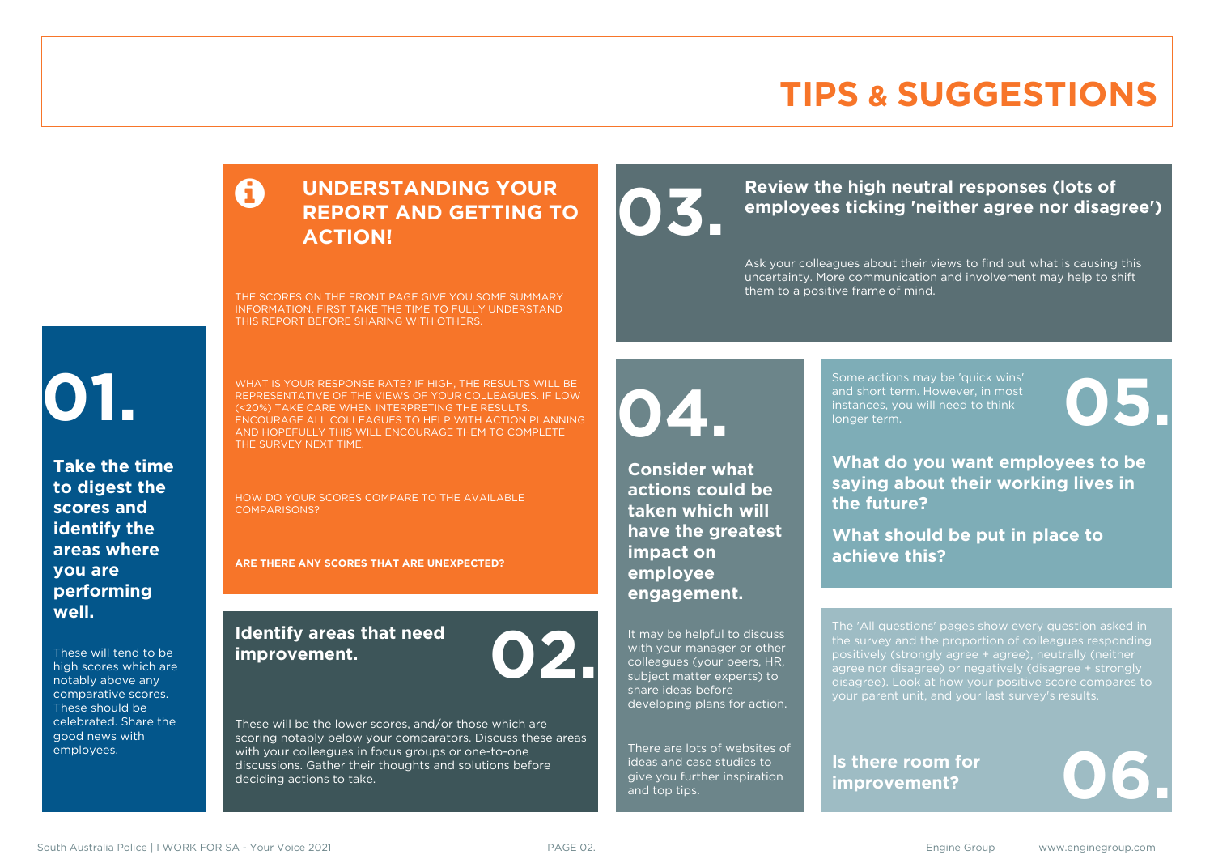# TIPS & SUGGESTIONS

## UNDERSTANDING YOUR REPORT AND GETTING TO ACTION!

THE SCORES ON THE FRONT PAGE GIVE YOU SOME SUMMARY INFORMATION. FIRST TAKE THE TIME TO FULLY UNDERSTAND THIS REPORT BEFORE SHARING WITH OTHERS.

WHAT IS YOUR RESPONSE RATE? IF HIGH, THE RESULTS WILL BE REPRESENTATIVE OF THE VIEWS OF YOUR COLLEAGUES. IF LOW (<20%) TAKE CARE WHEN INTERPRETING THE RESULTS. ENCOURAGE ALL COLLEAGUES TO HELP WITH ACTION PLANNING AND HOPEFULLY THIS WILL ENCOURAGE THEM TO COMPLETE THE SURVEY NEXT TIME.

HOW DO YOUR SCORES COMPARE TO THE AVAILABLE COMPARISONS?

**ARE THERE ANY SCORES THAT ARE UNEXPECTED?**

## 01.

**Take the time to digest the scores and identify the areas where you are performing well.**

These will tend to be high scores which are notably above any comparative scores. These should be celebrated. Share the good news with employees.

## 02.

**Identify areas that need improvement.**

These will be the lower scores, and/or those which are scoring notably below your comparators. Discuss these areas with your colleagues in focus groups or one-to-one discussions. Gather their thoughts and solutions before deciding actions to take.

## 03.

**Review the high neutral responses (lots of employees ticking 'neither agree nor disagree')**

Ask your colleagues about their views to find out what is causing this uncertainty. More communication and involvement may help to shift them to a positive frame of mind.

## 04.

**Consider what actions could be taken which will have the greatest impact on employee engagement.**

It may be helpful to discuss with your manager or other colleagues (your peers, HR, subject matter experts) to share ideas before developing plans for action.

There are lots of websites of ideas and case studies to give you further inspiration and top tips.

## 05.

Some actions may be 'quick wins' and short term. However, in most instances, you will need to think longer term.

**What do you want employees to be saying about their working lives in the future?**

**What should be put in place to achieve this?**

## 06.

The 'All questions' pages show every question asked in the survey and the proportion of colleagues responding positively (strongly agree + agree), neutrally (neither agree nor disagree) or negatively (disagree + strongly disagree). Look at how your positive score compares to your parent unit, and your last survey's results.

**Is there room for improvement?**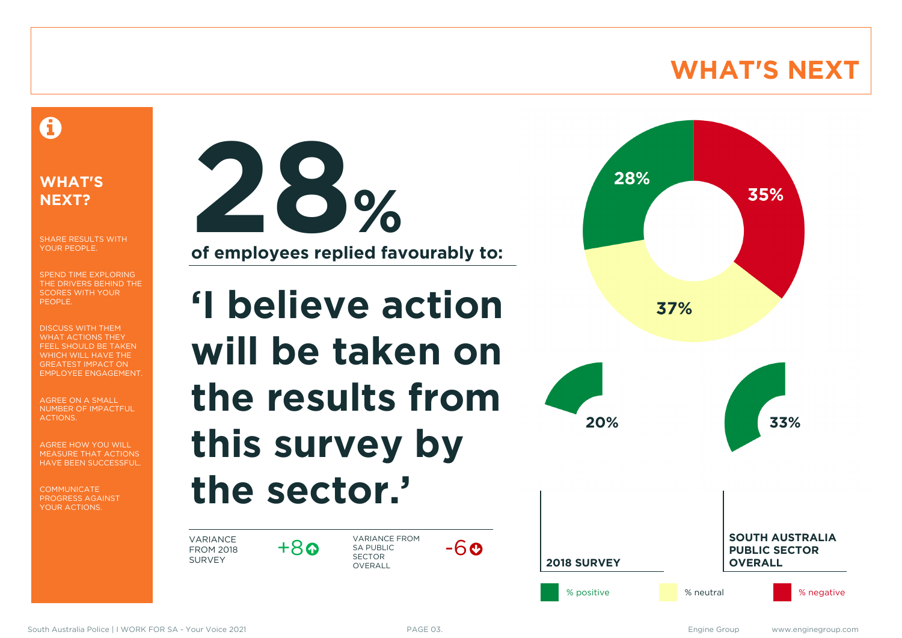# WHAT'S NEXT

## WHAT'S NEXT?

SHARE RESULTS WITH YOUR PEOPLE.

SPEND TIME EXPLORING THE DRIVERS BEHIND THE SCORES WITH YOUR PEOPLE.

DISCUSS WITH THEM WHAT ACTIONS THEY FEEL SHOULD BE TAKEN WHICH WILL HAVE THE GREATEST IMPACT ON EMPLOYEE ENGAGEMENT.

AGREE ON A SMALL NUMBER OF IMPACTFUL ACTIONS.

AGREE HOW YOU WILL MEASURE THAT ACTIONS HAVE BEEN SUCCESSFUL.

COMMUNICATE PROGRESS AGAINST YOUR ACTIONS.

# 28%

**of employees replied favourably to:**

# 'I believe action will be taken on the results from this survey by the sector.'

VARIANCE FROM 2018 SURVEY: +8

VARIANCE FROM SA PUBLIC SECTOR OVERALL: -6

28% | 37% | 35%

**2018 SURVEY**: 20%

**SOUTH AUSTRALIA PUBLIC SECTOR OVERALL**: 33%

% positive | % neutral | % negative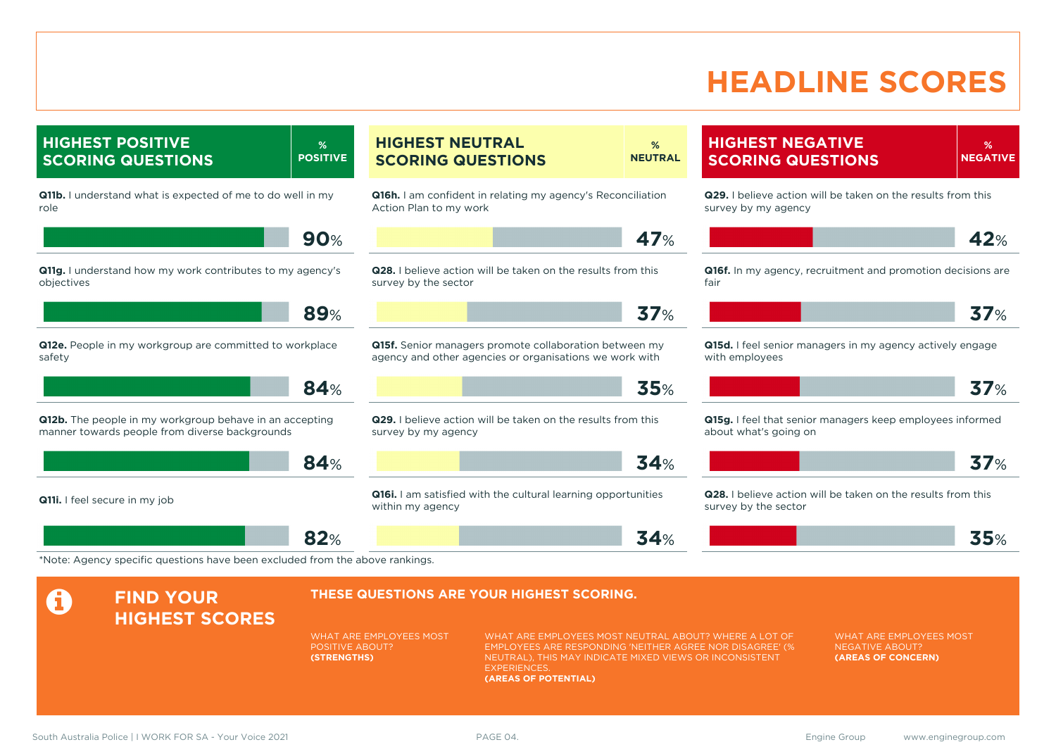# HEADLINE SCORES

## HIGHEST POSITIVE SCORING QUESTIONS

| Question | % POSITIVE |
| --- | --- |
| **Q11b.** I understand what is expected of me to do well in my role | 90% |
| **Q11g.** I understand how my work contributes to my agency's objectives | 89% |
| **Q12e.** People in my workgroup are committed to workplace safety | 84% |
| **Q12b.** The people in my workgroup behave in an accepting manner towards people from diverse backgrounds | 84% |
| **Q11i.** I feel secure in my job | 82% |

## HIGHEST NEUTRAL SCORING QUESTIONS

| Question | % NEUTRAL |
| --- | --- |
| **Q16h.** I am confident in relating my agency's Reconciliation Action Plan to my work | 47% |
| **Q28.** I believe action will be taken on the results from this survey by the sector | 37% |
| **Q15f.** Senior managers promote collaboration between my agency and other agencies or organisations we work with | 35% |
| **Q29.** I believe action will be taken on the results from this survey by my agency | 34% |
| **Q16i.** I am satisfied with the cultural learning opportunities within my agency | 34% |

## HIGHEST NEGATIVE SCORING QUESTIONS

| Question | % NEGATIVE |
| --- | --- |
| **Q29.** I believe action will be taken on the results from this survey by my agency | 42% |
| **Q16f.** In my agency, recruitment and promotion decisions are fair | 37% |
| **Q15d.** I feel senior managers in my agency actively engage with employees | 37% |
| **Q15g.** I feel that senior managers keep employees informed about what's going on | 37% |
| **Q28.** I believe action will be taken on the results from this survey by the sector | 35% |

*Note: Agency specific questions have been excluded from the above rankings.

## FIND YOUR HIGHEST SCORES

**THESE QUESTIONS ARE YOUR HIGHEST SCORING.**

WHAT ARE EMPLOYEES MOST POSITIVE ABOUT?
**(STRENGTHS)**

WHAT ARE EMPLOYEES MOST NEUTRAL ABOUT? WHERE A LOT OF EMPLOYEES ARE RESPONDING 'NEITHER AGREE NOR DISAGREE' (% NEUTRAL), THIS MAY INDICATE MIXED VIEWS OR INCONSISTENT EXPERIENCES.
**(AREAS OF POTENTIAL)**

WHAT ARE EMPLOYEES MOST NEGATIVE ABOUT?
**(AREAS OF CONCERN)**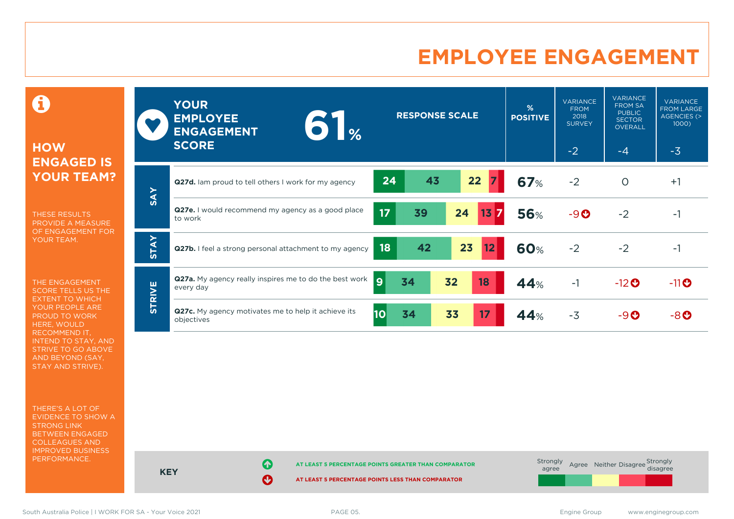# EMPLOYEE ENGAGEMENT

## HOW ENGAGED IS YOUR TEAM?

THESE RESULTS PROVIDE A MEASURE OF ENGAGEMENT FOR YOUR TEAM.

THE ENGAGEMENT SCORE TELLS US THE EXTENT TO WHICH YOUR PEOPLE ARE PROUD TO WORK HERE, WOULD RECOMMEND IT, INTEND TO STAY, AND STRIVE TO GO ABOVE AND BEYOND (SAY, STAY AND STRIVE).

THERE'S A LOT OF EVIDENCE TO SHOW A STRONG LINK BETWEEN ENGAGED COLLEAGUES AND IMPROVED BUSINESS PERFORMANCE.

**YOUR EMPLOYEE ENGAGEMENT SCORE: 61%**

| | Question | Strongly agree | Agree | Neither | Disagree | Strongly disagree | % POSITIVE | VARIANCE FROM 2018 SURVEY (-2) | VARIANCE FROM SA PUBLIC SECTOR OVERALL (-4) | VARIANCE FROM LARGE AGENCIES (> 1000) (-3) |
|---|---|---|---|---|---|---|---|---|---|---|
| SAY | **Q27d.** Iam proud to tell others I work for my agency | 24 | 43 | 22 | 7 | | 67% | -2 | 0 | +1 |
| SAY | **Q27e.** I would recommend my agency as a good place to work | 17 | 39 | 24 | 13 | 7 | 56% | -9 ⬇ | -2 | -1 |
| STAY | **Q27b.** I feel a strong personal attachment to my agency | 18 | 42 | 23 | 12 | | 60% | -2 | -2 | -1 |
| STRIVE | **Q27a.** My agency really inspires me to do the best work every day | 9 | 34 | 32 | 18 | | 44% | -1 | -12 ⬇ | -11 ⬇ |
| STRIVE | **Q27c.** My agency motivates me to help it achieve its objectives | 10 | 34 | 33 | 17 | | 44% | -3 | -9 ⬇ | -8 ⬇ |

**KEY**

⬆ AT LEAST 5 PERCENTAGE POINTS GREATER THAN COMPARATOR

⬇ AT LEAST 5 PERCENTAGE POINTS LESS THAN COMPARATOR

Response scale: Strongly agree, Agree, Neither, Disagree, Strongly disagree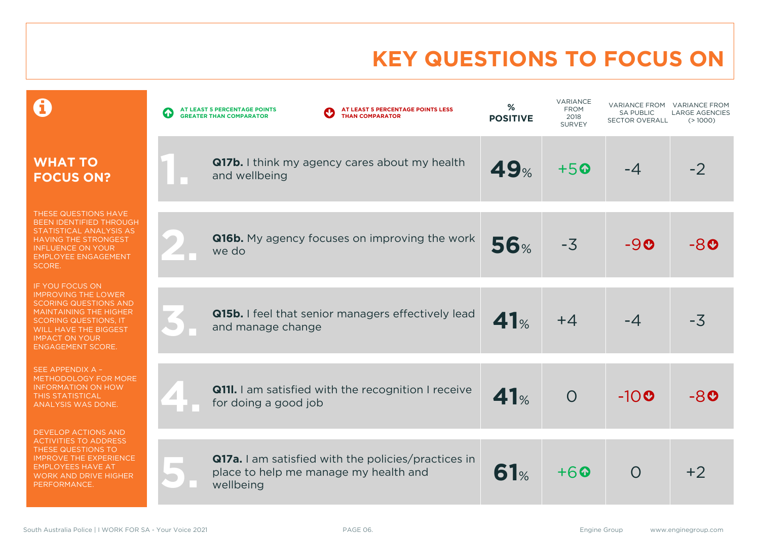# KEY QUESTIONS TO FOCUS ON

## WHAT TO FOCUS ON?

THESE QUESTIONS HAVE BEEN IDENTIFIED THROUGH STATISTICAL ANALYSIS AS HAVING THE STRONGEST INFLUENCE ON YOUR EMPLOYEE ENGAGEMENT SCORE.

IF YOU FOCUS ON IMPROVING THE LOWER SCORING QUESTIONS AND MAINTAINING THE HIGHER SCORING QUESTIONS, IT WILL HAVE THE BIGGEST IMPACT ON YOUR ENGAGEMENT SCORE.

SEE APPENDIX A – METHODOLOGY FOR MORE INFORMATION ON HOW THIS STATISTICAL ANALYSIS WAS DONE.

DEVELOP ACTIONS AND ACTIVITIES TO ADDRESS THESE QUESTIONS TO IMPROVE THE EXPERIENCE EMPLOYEES HAVE AT WORK AND DRIVE HIGHER PERFORMANCE.

↑ AT LEAST 5 PERCENTAGE POINTS GREATER THAN COMPARATOR

↓ AT LEAST 5 PERCENTAGE POINTS LESS THAN COMPARATOR

| # | Question | % POSITIVE | VARIANCE FROM 2018 SURVEY | VARIANCE FROM SA PUBLIC SECTOR OVERALL | VARIANCE FROM LARGE AGENCIES (> 1000) |
|---|---|---|---|---|---|
| 1. | **Q17b.** I think my agency cares about my health and wellbeing | **49%** | +5 ↑ | -4 | -2 |
| 2. | **Q16b.** My agency focuses on improving the work we do | **56%** | -3 | -9 ↓ | -8 ↓ |
| 3. | **Q15b.** I feel that senior managers effectively lead and manage change | **41%** | +4 | -4 | -3 |
| 4. | **Q11l.** I am satisfied with the recognition I receive for doing a good job | **41%** | 0 | -10 ↓ | -8 ↓ |
| 5. | **Q17a.** I am satisfied with the policies/practices in place to help me manage my health and wellbeing | **61%** | +6 ↑ | 0 | +2 |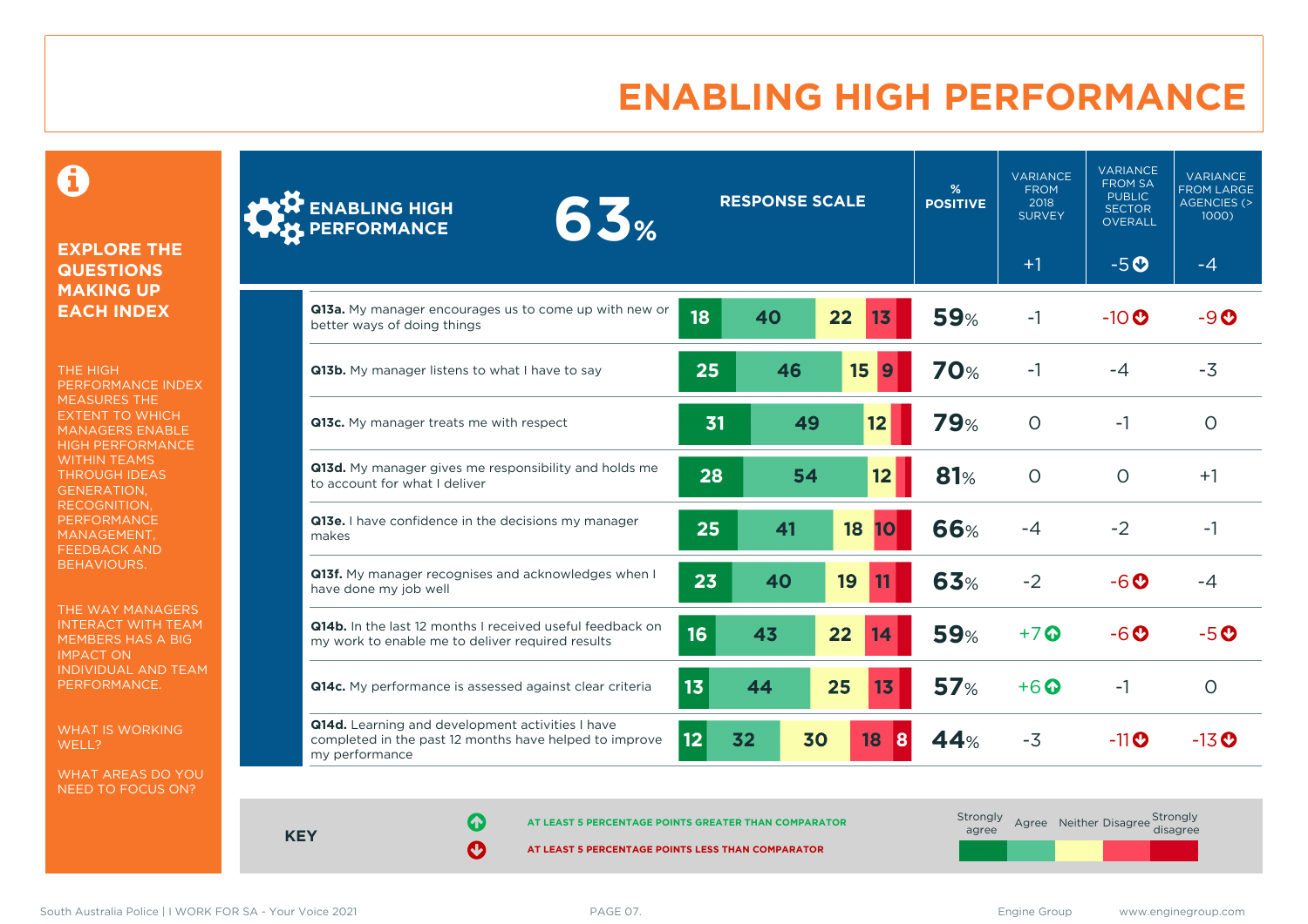# ENABLING HIGH PERFORMANCE

## EXPLORE THE QUESTIONS MAKING UP EACH INDEX

THE HIGH PERFORMANCE INDEX MEASURES THE EXTENT TO WHICH MANAGERS ENABLE HIGH PERFORMANCE WITHIN TEAMS THROUGH IDEAS GENERATION, RECOGNITION, PERFORMANCE MANAGEMENT, FEEDBACK AND BEHAVIOURS.

THE WAY MANAGERS INTERACT WITH TEAM MEMBERS HAS A BIG IMPACT ON INDIVIDUAL AND TEAM PERFORMANCE.

WHAT IS WORKING WELL?

WHAT AREAS DO YOU NEED TO FOCUS ON?

**ENABLING HIGH PERFORMANCE 63%**

| Question | Strongly agree | Agree | Neither | Disagree | Strongly disagree | % POSITIVE | VARIANCE FROM 2018 SURVEY (+1) | VARIANCE FROM SA PUBLIC SECTOR OVERALL (-5 ↓) | VARIANCE FROM LARGE AGENCIES (> 1000) (-4) |
|---|---|---|---|---|---|---|---|---|---|
| **Q13a.** My manager encourages us to come up with new or better ways of doing things | 18 | 40 | 22 | 13 | | 59% | -1 | -10 ↓ | -9 ↓ |
| **Q13b.** My manager listens to what I have to say | 25 | 46 | 15 | 9 | | 70% | -1 | -4 | -3 |
| **Q13c.** My manager treats me with respect | 31 | 49 | 12 | | | 79% | 0 | -1 | 0 |
| **Q13d.** My manager gives me responsibility and holds me to account for what I deliver | 28 | 54 | 12 | | | 81% | 0 | 0 | +1 |
| **Q13e.** I have confidence in the decisions my manager makes | 25 | 41 | 18 | 10 | | 66% | -4 | -2 | -1 |
| **Q13f.** My manager recognises and acknowledges when I have done my job well | 23 | 40 | 19 | 11 | | 63% | -2 | -6 ↓ | -4 |
| **Q14b.** In the last 12 months I received useful feedback on my work to enable me to deliver required results | 16 | 43 | 22 | 14 | | 59% | +7 ↑ | -6 ↓ | -5 ↓ |
| **Q14c.** My performance is assessed against clear criteria | 13 | 44 | 25 | 13 | | 57% | +6 ↑ | -1 | 0 |
| **Q14d.** Learning and development activities I have completed in the past 12 months have helped to improve my performance | 12 | 32 | 30 | 18 | 8 | 44% | -3 | -11 ↓ | -13 ↓ |

**KEY**

↑ AT LEAST 5 PERCENTAGE POINTS GREATER THAN COMPARATOR

↓ AT LEAST 5 PERCENTAGE POINTS LESS THAN COMPARATOR

Response scale: Strongly agree, Agree, Neither, Disagree, Strongly disagree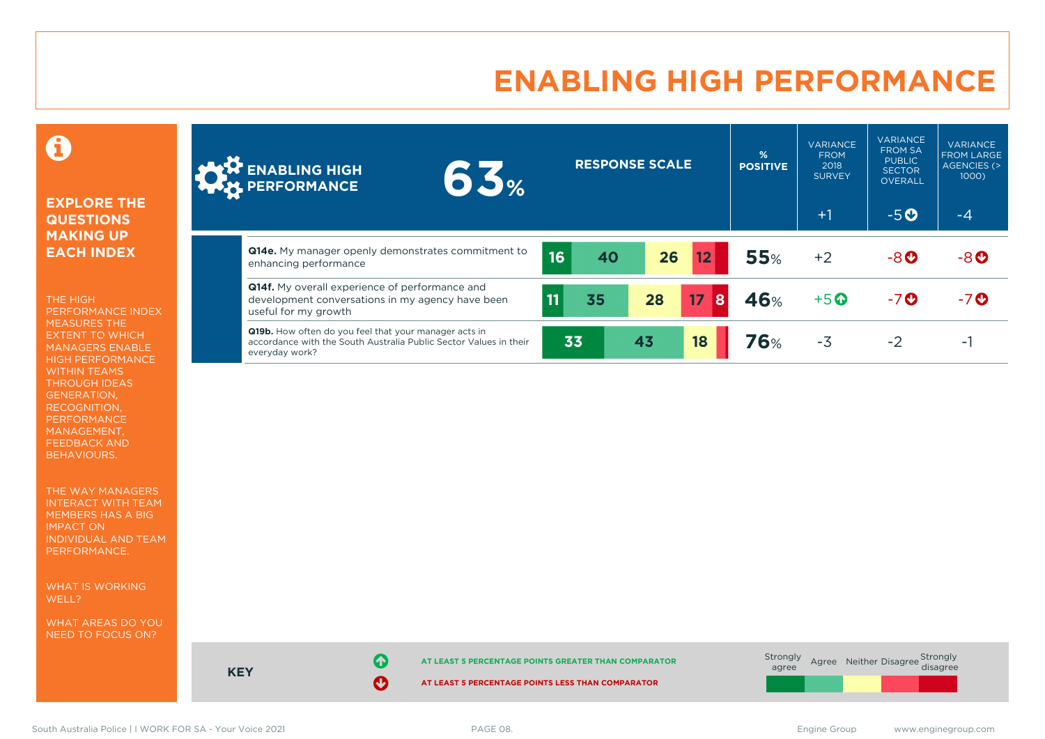# ENABLING HIGH PERFORMANCE

**EXPLORE THE QUESTIONS MAKING UP EACH INDEX**

THE HIGH PERFORMANCE INDEX MEASURES THE EXTENT TO WHICH MANAGERS ENABLE HIGH PERFORMANCE WITHIN TEAMS THROUGH IDEAS GENERATION, RECOGNITION, PERFORMANCE MANAGEMENT, FEEDBACK AND BEHAVIOURS.

THE WAY MANAGERS INTERACT WITH TEAM MEMBERS HAS A BIG IMPACT ON INDIVIDUAL AND TEAM PERFORMANCE.

WHAT IS WORKING WELL?

WHAT AREAS DO YOU NEED TO FOCUS ON?

| ENABLING HIGH PERFORMANCE 63% | RESPONSE SCALE (Strongly agree / Agree / Neither / Disagree / Strongly disagree) | % POSITIVE | VARIANCE FROM 2018 SURVEY | VARIANCE FROM SA PUBLIC SECTOR OVERALL | VARIANCE FROM LARGE AGENCIES (> 1000) |
|---|---|---|---|---|---|
| | | | +1 | -5 ↓ | -4 |
| **Q14e.** My manager openly demonstrates commitment to enhancing performance | 16 / 40 / 26 / 12 / | 55% | +2 | -8 ↓ | -8 ↓ |
| **Q14f.** My overall experience of performance and development conversations in my agency have been useful for my growth | 11 / 35 / 28 / 17 / 8 | 46% | +5 ↑ | -7 ↓ | -7 ↓ |
| **Q19b.** How often do you feel that your manager acts in accordance with the South Australia Public Sector Values in their everyday work? | 33 / 43 / 18 / / | 76% | -3 | -2 | -1 |

**KEY**

↑ AT LEAST 5 PERCENTAGE POINTS GREATER THAN COMPARATOR

↓ AT LEAST 5 PERCENTAGE POINTS LESS THAN COMPARATOR

Strongly agree | Agree | Neither | Disagree | Strongly disagree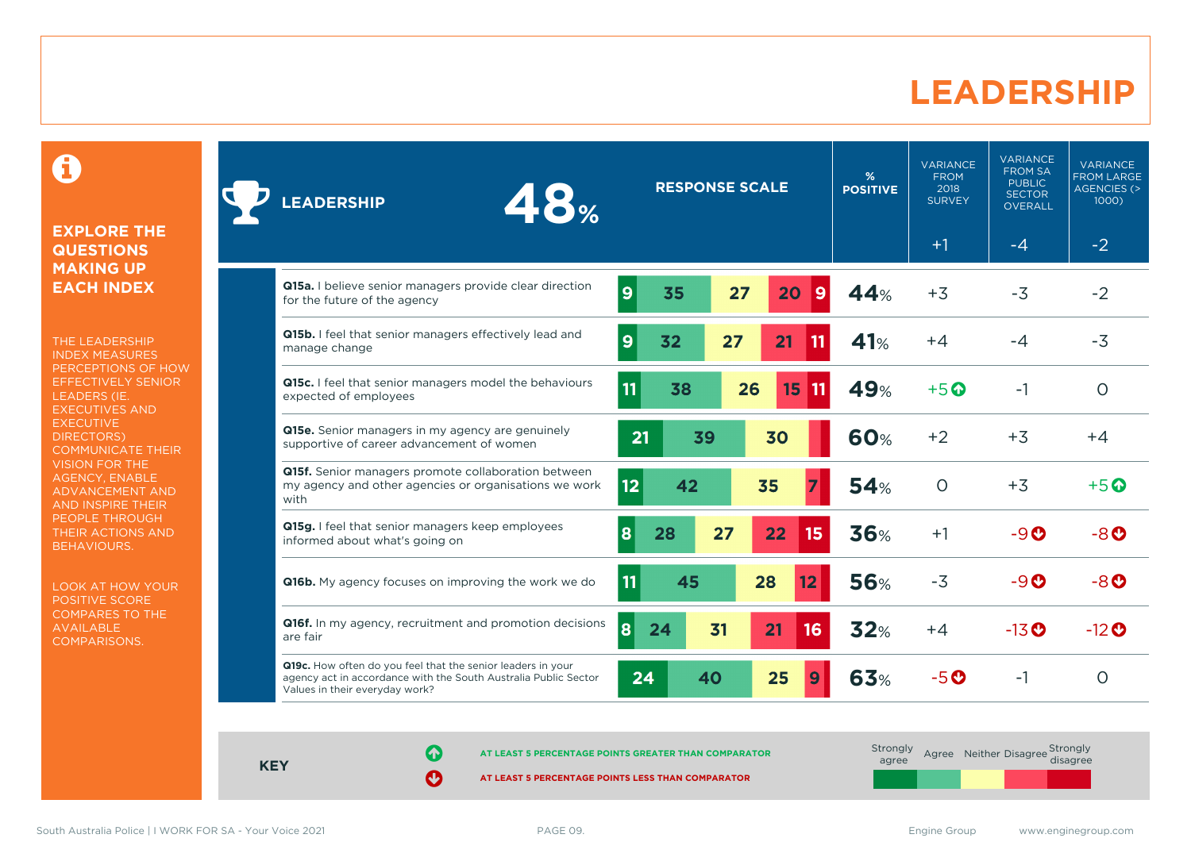# LEADERSHIP

**EXPLORE THE QUESTIONS MAKING UP EACH INDEX**

THE LEADERSHIP INDEX MEASURES PERCEPTIONS OF HOW EFFECTIVELY SENIOR LEADERS (IE. EXECUTIVES AND EXECUTIVE DIRECTORS) COMMUNICATE THEIR VISION FOR THE AGENCY, ENABLE ADVANCEMENT AND AND INSPIRE THEIR PEOPLE THROUGH THEIR ACTIONS AND BEHAVIOURS.

LOOK AT HOW YOUR POSITIVE SCORE COMPARES TO THE AVAILABLE COMPARISONS.

| LEADERSHIP 48% | Strongly agree | Agree | Neither | Disagree | Strongly disagree | % POSITIVE | VARIANCE FROM 2018 SURVEY (+1) | VARIANCE FROM SA PUBLIC SECTOR OVERALL (-4) | VARIANCE FROM LARGE AGENCIES (> 1000) (-2) |
|---|---|---|---|---|---|---|---|---|---|
| **Q15a.** I believe senior managers provide clear direction for the future of the agency | 9 | 35 | 27 | 20 | 9 | 44% | +3 | -3 | -2 |
| **Q15b.** I feel that senior managers effectively lead and manage change | 9 | 32 | 27 | 21 | 11 | 41% | +4 | -4 | -3 |
| **Q15c.** I feel that senior managers model the behaviours expected of employees | 11 | 38 | 26 | 15 | 11 | 49% | +5 ↑ | -1 | 0 |
| **Q15e.** Senior managers in my agency are genuinely supportive of career advancement of women | 21 | 39 | 30 | | | 60% | +2 | +3 | +4 |
| **Q15f.** Senior managers promote collaboration between my agency and other agencies or organisations we work with | 12 | 42 | 35 | 7 | | 54% | 0 | +3 | +5 ↑ |
| **Q15g.** I feel that senior managers keep employees informed about what's going on | 8 | 28 | 27 | 22 | 15 | 36% | +1 | -9 ↓ | -8 ↓ |
| **Q16b.** My agency focuses on improving the work we do | 11 | 45 | 28 | 12 | | 56% | -3 | -9 ↓ | -8 ↓ |
| **Q16f.** In my agency, recruitment and promotion decisions are fair | 8 | 24 | 31 | 21 | 16 | 32% | +4 | -13 ↓ | -12 ↓ |
| **Q19c.** How often do you feel that the senior leaders in your agency act in accordance with the South Australia Public Sector Values in their everyday work? | 24 | 40 | 25 | 9 | | 63% | -5 ↓ | -1 | 0 |

**KEY**

↑ AT LEAST 5 PERCENTAGE POINTS GREATER THAN COMPARATOR

↓ AT LEAST 5 PERCENTAGE POINTS LESS THAN COMPARATOR

Response scale: Strongly agree, Agree, Neither, Disagree, Strongly disagree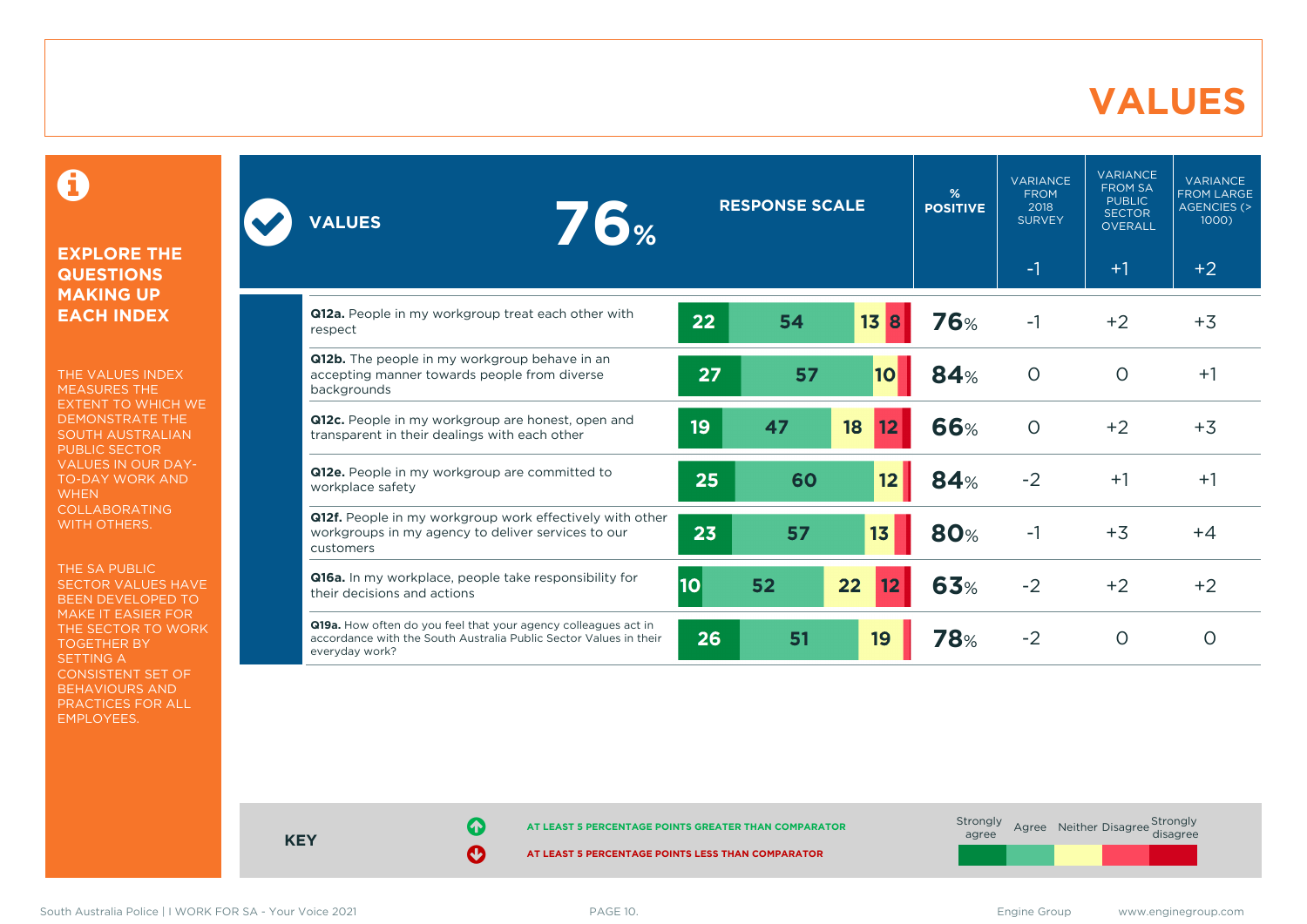# VALUES

**EXPLORE THE QUESTIONS MAKING UP EACH INDEX**

THE VALUES INDEX MEASURES THE EXTENT TO WHICH WE DEMONSTRATE THE SOUTH AUSTRALIAN PUBLIC SECTOR VALUES IN OUR DAY-TO-DAY WORK AND WHEN COLLABORATING WITH OTHERS.

THE SA PUBLIC SECTOR VALUES HAVE BEEN DEVELOPED TO MAKE IT EASIER FOR THE SECTOR TO WORK TOGETHER BY SETTING A CONSISTENT SET OF BEHAVIOURS AND PRACTICES FOR ALL EMPLOYEES.

| VALUES 76% | Strongly agree | Agree | Neither | Disagree | Strongly disagree | % POSITIVE | VARIANCE FROM 2018 SURVEY | VARIANCE FROM SA PUBLIC SECTOR OVERALL | VARIANCE FROM LARGE AGENCIES (> 1000) |
|---|---|---|---|---|---|---|---|---|---|
| | | | | | | | -1 | +1 | +2 |
| **Q12a.** People in my workgroup treat each other with respect | 22 | 54 | 13 | 8 | | 76% | -1 | +2 | +3 |
| **Q12b.** The people in my workgroup behave in an accepting manner towards people from diverse backgrounds | 27 | 57 | 10 | | | 84% | 0 | 0 | +1 |
| **Q12c.** People in my workgroup are honest, open and transparent in their dealings with each other | 19 | 47 | 18 | 12 | | 66% | 0 | +2 | +3 |
| **Q12e.** People in my workgroup are committed to workplace safety | 25 | 60 | 12 | | | 84% | -2 | +1 | +1 |
| **Q12f.** People in my workgroup work effectively with other workgroups in my agency to deliver services to our customers | 23 | 57 | 13 | | | 80% | -1 | +3 | +4 |
| **Q16a.** In my workplace, people take responsibility for their decisions and actions | 10 | 52 | 22 | 12 | | 63% | -2 | +2 | +2 |
| **Q19a.** How often do you feel that your agency colleagues act in accordance with the South Australia Public Sector Values in their everyday work? | 26 | 51 | 19 | | | 78% | -2 | 0 | 0 |

**KEY**

- AT LEAST 5 PERCENTAGE POINTS GREATER THAN COMPARATOR
- AT LEAST 5 PERCENTAGE POINTS LESS THAN COMPARATOR

Strongly agree | Agree | Neither | Disagree | Strongly disagree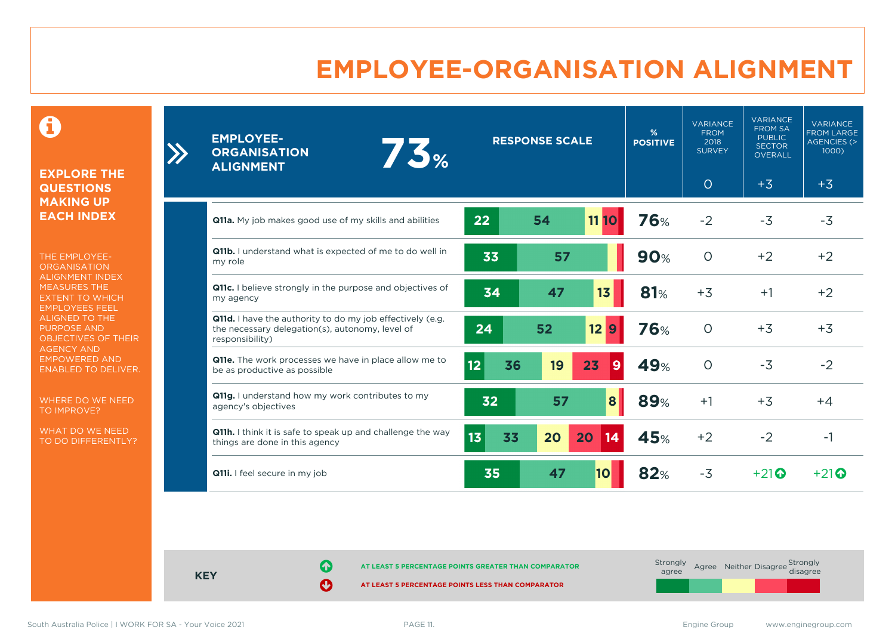# EMPLOYEE-ORGANISATION ALIGNMENT

**EXPLORE THE QUESTIONS MAKING UP EACH INDEX**

THE EMPLOYEE-ORGANISATION ALIGNMENT INDEX MEASURES THE EXTENT TO WHICH EMPLOYEES FEEL ALIGNED TO THE PURPOSE AND OBJECTIVES OF THEIR AGENCY AND EMPOWERED AND ENABLED TO DELIVER.

WHERE DO WE NEED TO IMPROVE?

WHAT DO WE NEED TO DO DIFFERENTLY?

| EMPLOYEE-ORGANISATION ALIGNMENT 73% | RESPONSE SCALE | % POSITIVE | VARIANCE FROM 2018 SURVEY | VARIANCE FROM SA PUBLIC SECTOR OVERALL | VARIANCE FROM LARGE AGENCIES (> 1000) |
|---|---|---|---|---|---|
| | | | 0 | +3 | +3 |
| **Q11a.** My job makes good use of my skills and abilities | 22, 54, 11, 10 | 76% | -2 | -3 | -3 |
| **Q11b.** I understand what is expected of me to do well in my role | 33, 57 | 90% | 0 | +2 | +2 |
| **Q11c.** I believe strongly in the purpose and objectives of my agency | 34, 47, 13 | 81% | +3 | +1 | +2 |
| **Q11d.** I have the authority to do my job effectively (e.g. the necessary delegation(s), autonomy, level of responsibility) | 24, 52, 12, 9 | 76% | 0 | +3 | +3 |
| **Q11e.** The work processes we have in place allow me to be as productive as possible | 12, 36, 19, 23, 9 | 49% | 0 | -3 | -2 |
| **Q11g.** I understand how my work contributes to my agency's objectives | 32, 57, 8 | 89% | +1 | +3 | +4 |
| **Q11h.** I think it is safe to speak up and challenge the way things are done in this agency | 13, 33, 20, 20, 14 | 45% | +2 | -2 | -1 |
| **Q11i.** I feel secure in my job | 35, 47, 10 | 82% | -3 | +21 ↑ | +21 ↑ |

**KEY**

↑ AT LEAST 5 PERCENTAGE POINTS GREATER THAN COMPARATOR

↓ AT LEAST 5 PERCENTAGE POINTS LESS THAN COMPARATOR

Strongly agree | Agree | Neither | Disagree | Strongly disagree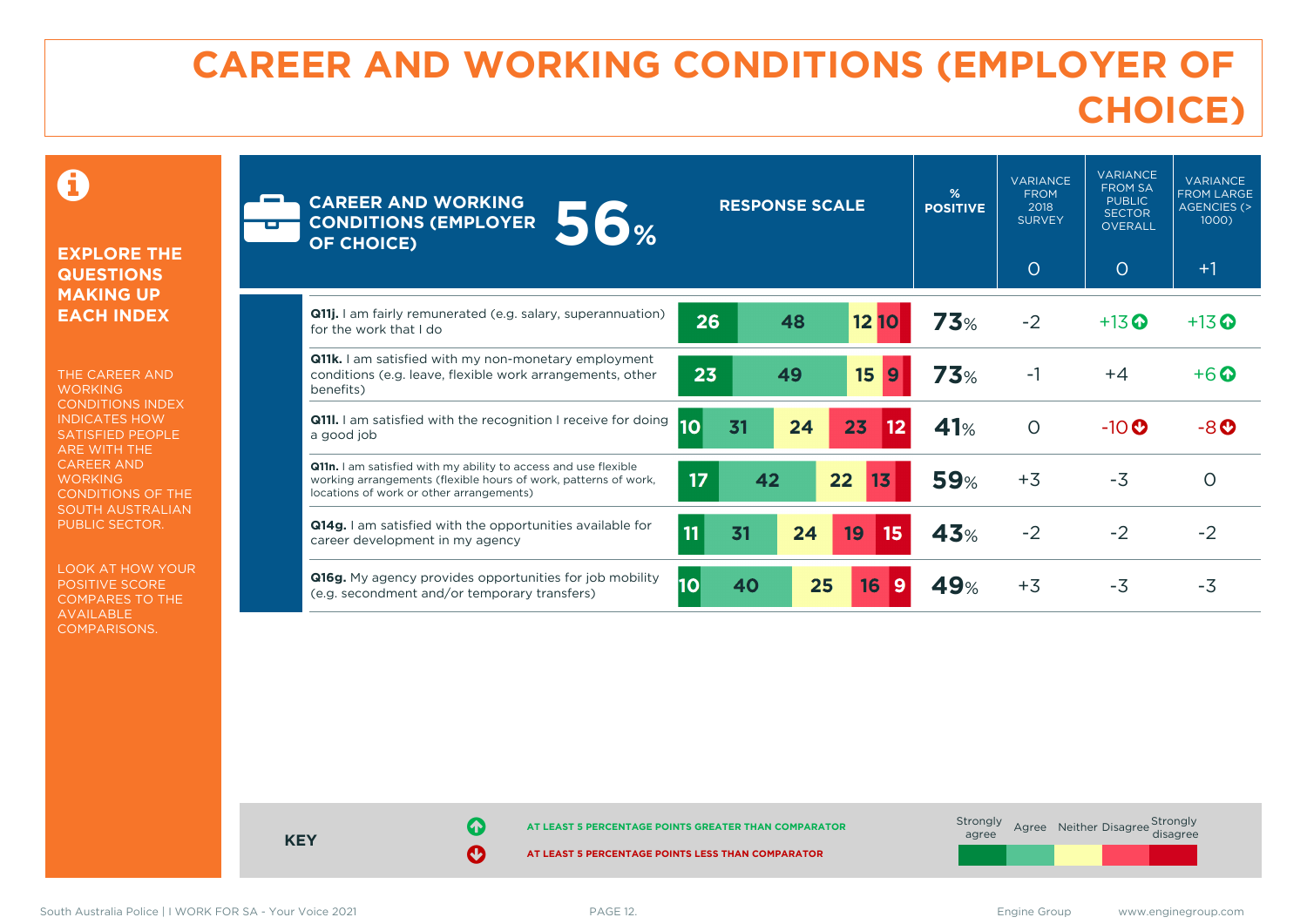# CAREER AND WORKING CONDITIONS (EMPLOYER OF CHOICE)

**EXPLORE THE QUESTIONS MAKING UP EACH INDEX**

THE CAREER AND WORKING CONDITIONS INDEX INDICATES HOW SATISFIED PEOPLE ARE WITH THE CAREER AND WORKING CONDITIONS OF THE SOUTH AUSTRALIAN PUBLIC SECTOR.

LOOK AT HOW YOUR POSITIVE SCORE COMPARES TO THE AVAILABLE COMPARISONS.

**CAREER AND WORKING CONDITIONS (EMPLOYER OF CHOICE) 56%**

| Question | Strongly agree | Agree | Neither | Disagree | Strongly disagree | % POSITIVE | VARIANCE FROM 2018 SURVEY | VARIANCE FROM SA PUBLIC SECTOR OVERALL | VARIANCE FROM LARGE AGENCIES (> 1000) |
|---|---|---|---|---|---|---|---|---|---|
| **Career and Working Conditions (Employer of Choice) index** | | | | | | 56% | 0 | 0 | +1 |
| **Q11j.** I am fairly remunerated (e.g. salary, superannuation) for the work that I do | 26 | 48 | 12 | 10 | | 73% | -2 | +13 ↑ | +13 ↑ |
| **Q11k.** I am satisfied with my non-monetary employment conditions (e.g. leave, flexible work arrangements, other benefits) | 23 | 49 | 15 | 9 | | 73% | -1 | +4 | +6 ↑ |
| **Q11l.** I am satisfied with the recognition I receive for doing a good job | 10 | 31 | 24 | 23 | 12 | 41% | 0 | -10 ↓ | -8 ↓ |
| **Q11n.** I am satisfied with my ability to access and use flexible working arrangements (flexible hours of work, patterns of work, locations of work or other arrangements) | 17 | 42 | 22 | 13 | | 59% | +3 | -3 | 0 |
| **Q14g.** I am satisfied with the opportunities available for career development in my agency | 11 | 31 | 24 | 19 | 15 | 43% | -2 | -2 | -2 |
| **Q16g.** My agency provides opportunities for job mobility (e.g. secondment and/or temporary transfers) | 10 | 40 | 25 | 16 | 9 | 49% | +3 | -3 | -3 |

**KEY**

↑ AT LEAST 5 PERCENTAGE POINTS GREATER THAN COMPARATOR

↓ AT LEAST 5 PERCENTAGE POINTS LESS THAN COMPARATOR

Response scale: Strongly agree, Agree, Neither, Disagree, Strongly disagree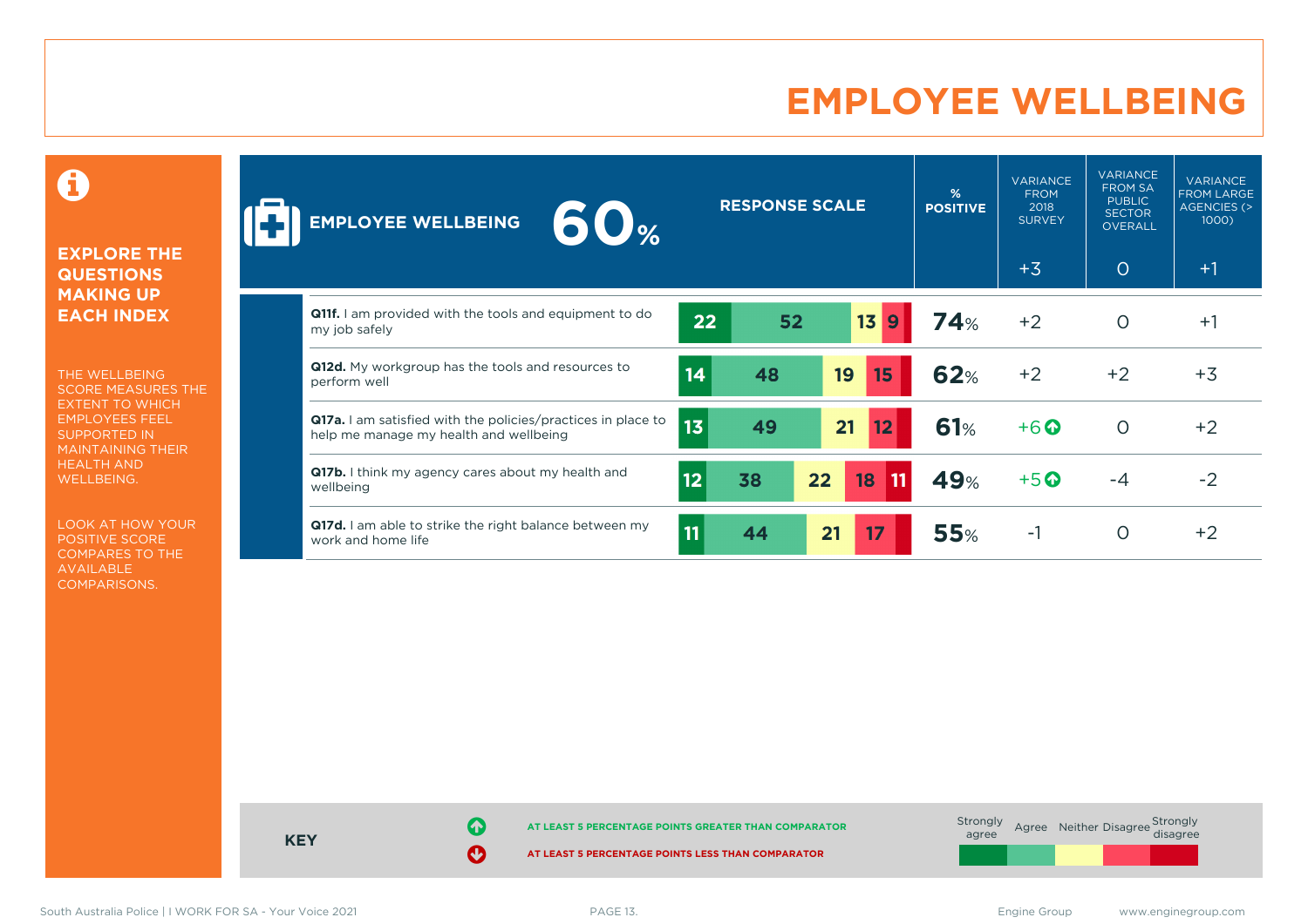# EMPLOYEE WELLBEING

**EXPLORE THE QUESTIONS MAKING UP EACH INDEX**

THE WELLBEING SCORE MEASURES THE EXTENT TO WHICH EMPLOYEES FEEL SUPPORTED IN MAINTAINING THEIR HEALTH AND WELLBEING.

LOOK AT HOW YOUR POSITIVE SCORE COMPARES TO THE AVAILABLE COMPARISONS.

| EMPLOYEE WELLBEING 60% | Strongly agree | Agree | Neither | Disagree | Strongly disagree | % POSITIVE | VARIANCE FROM 2018 SURVEY | VARIANCE FROM SA PUBLIC SECTOR OVERALL | VARIANCE FROM LARGE AGENCIES (> 1000) |
|---|---|---|---|---|---|---|---|---|---|
| | | | | | | | +3 | 0 | +1 |
| **Q11f.** I am provided with the tools and equipment to do my job safely | 22 | 52 | 13 | 9 | | 74% | +2 | 0 | +1 |
| **Q12d.** My workgroup has the tools and resources to perform well | 14 | 48 | 19 | 15 | | 62% | +2 | +2 | +3 |
| **Q17a.** I am satisfied with the policies/practices in place to help me manage my health and wellbeing | 13 | 49 | 21 | 12 | | 61% | +6 ↑ | 0 | +2 |
| **Q17b.** I think my agency cares about my health and wellbeing | 12 | 38 | 22 | 18 | 11 | 49% | +5 ↑ | -4 | -2 |
| **Q17d.** I am able to strike the right balance between my work and home life | 11 | 44 | 21 | 17 | | 55% | -1 | 0 | +2 |

**KEY**

↑ AT LEAST 5 PERCENTAGE POINTS GREATER THAN COMPARATOR

↓ AT LEAST 5 PERCENTAGE POINTS LESS THAN COMPARATOR

Strongly agree | Agree | Neither | Disagree | Strongly disagree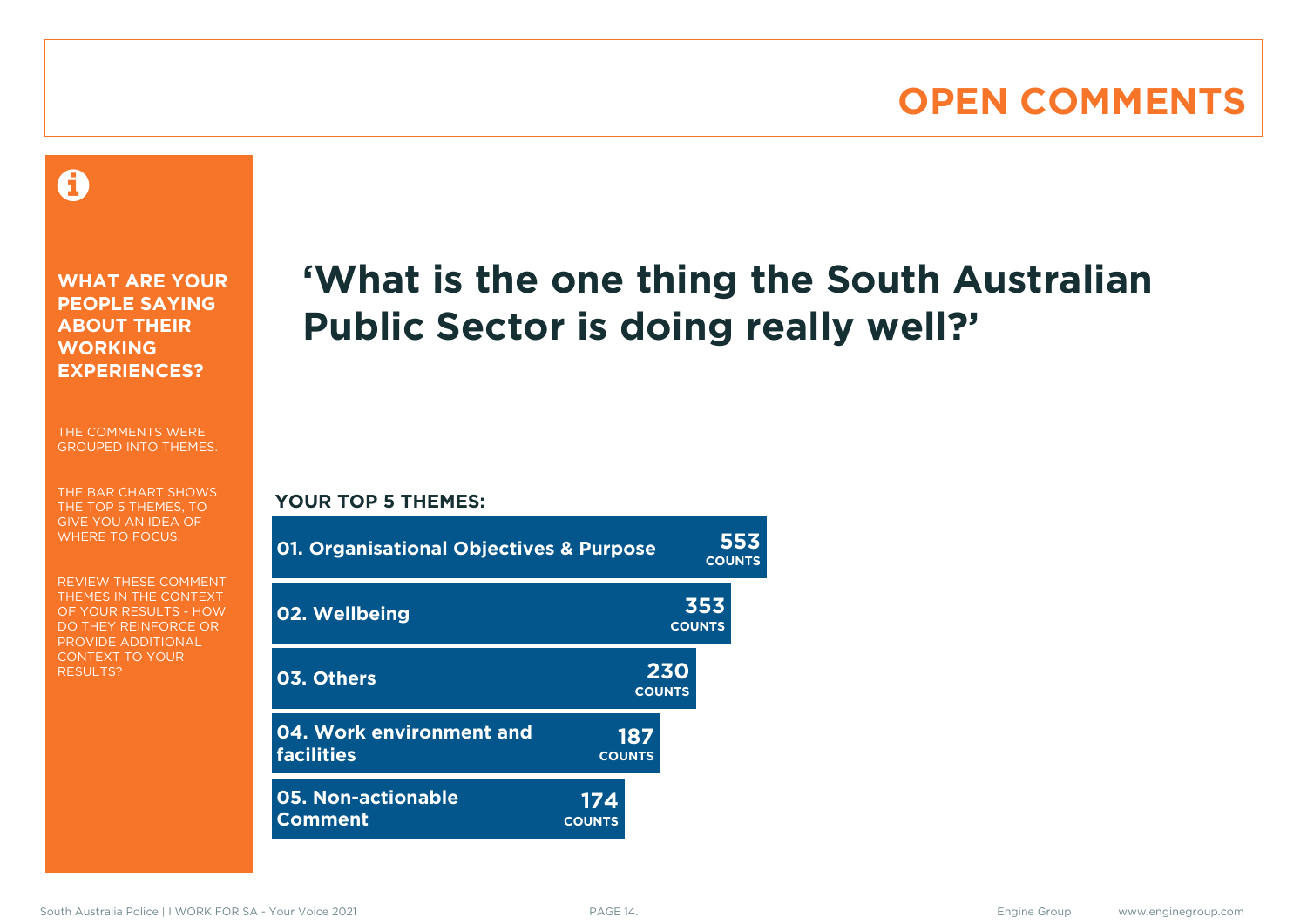# OPEN COMMENTS

**WHAT ARE YOUR PEOPLE SAYING ABOUT THEIR WORKING EXPERIENCES?**

THE COMMENTS WERE GROUPED INTO THEMES.

THE BAR CHART SHOWS THE TOP 5 THEMES, TO GIVE YOU AN IDEA OF WHERE TO FOCUS.

REVIEW THESE COMMENT THEMES IN THE CONTEXT OF YOUR RESULTS - HOW DO THEY REINFORCE OR PROVIDE ADDITIONAL CONTEXT TO YOUR RESULTS?

## ‘What is the one thing the South Australian Public Sector is doing really well?’

**YOUR TOP 5 THEMES:**

| Theme | Counts |
|---|---|
| 01. Organisational Objectives & Purpose | 553 |
| 02. Wellbeing | 353 |
| 03. Others | 230 |
| 04. Work environment and facilities | 187 |
| 05. Non-actionable Comment | 174 |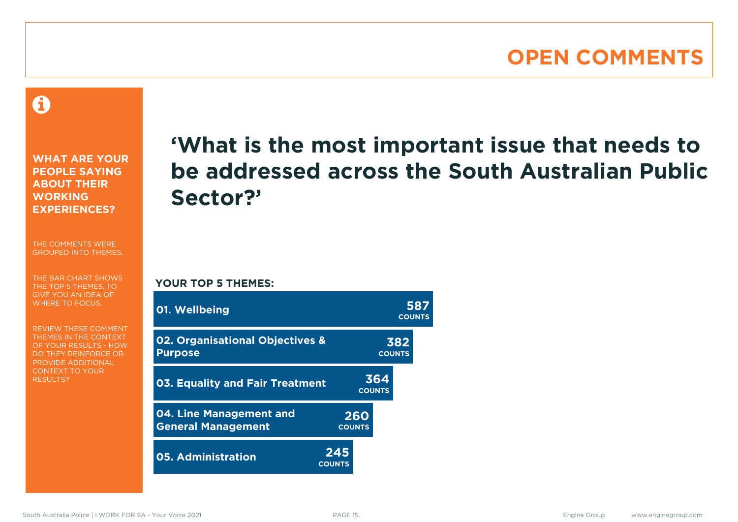# OPEN COMMENTS

**WHAT ARE YOUR PEOPLE SAYING ABOUT THEIR WORKING EXPERIENCES?**

THE COMMENTS WERE GROUPED INTO THEMES.

THE BAR CHART SHOWS THE TOP 5 THEMES, TO GIVE YOU AN IDEA OF WHERE TO FOCUS.

REVIEW THESE COMMENT THEMES IN THE CONTEXT OF YOUR RESULTS - HOW DO THEY REINFORCE OR PROVIDE ADDITIONAL CONTEXT TO YOUR RESULTS?

## ‘What is the most important issue that needs to be addressed across the South Australian Public Sector?’

**YOUR TOP 5 THEMES:**

| Theme | Counts |
|---|---|
| 01. Wellbeing | 587 |
| 02. Organisational Objectives & Purpose | 382 |
| 03. Equality and Fair Treatment | 364 |
| 04. Line Management and General Management | 260 |
| 05. Administration | 245 |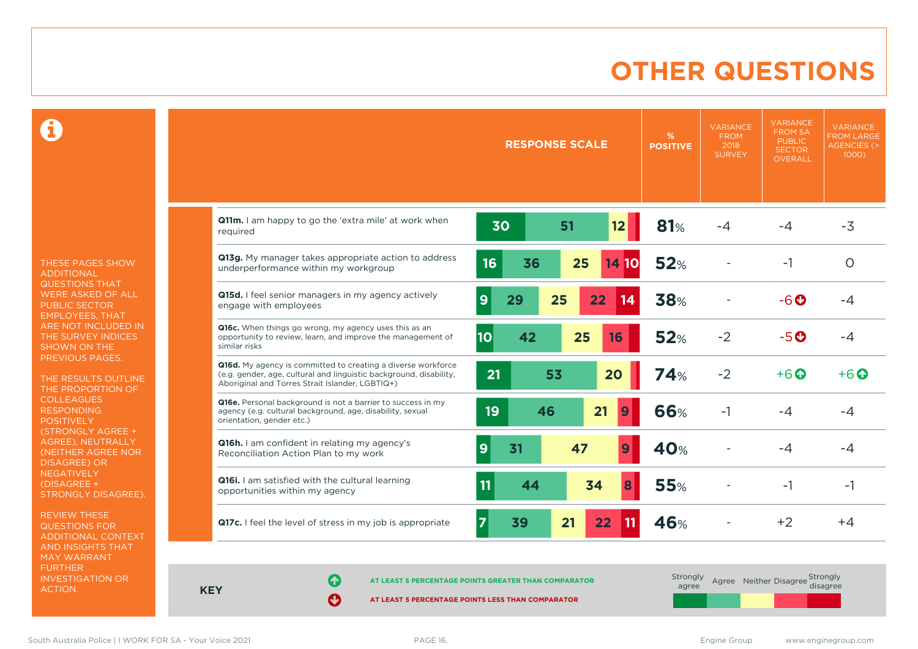# OTHER QUESTIONS

THESE PAGES SHOW ADDITIONAL QUESTIONS THAT WERE ASKED OF ALL PUBLIC SECTOR EMPLOYEES, THAT ARE NOT INCLUDED IN THE SURVEY INDICES SHOWN ON THE PREVIOUS PAGES.

THE RESULTS OUTLINE THE PROPORTION OF COLLEAGUES RESPONDING POSITIVELY (STRONGLY AGREE + AGREE), NEUTRALLY (NEITHER AGREE NOR DISAGREE) OR NEGATIVELY (DISAGREE + STRONGLY DISAGREE).

REVIEW THESE QUESTIONS FOR ADDITIONAL CONTEXT AND INSIGHTS THAT MAY WARRANT FURTHER INVESTIGATION OR ACTION.

| Question | Strongly agree | Agree | Neither | Disagree | Strongly disagree | % POSITIVE | VARIANCE FROM 2018 SURVEY | VARIANCE FROM SA PUBLIC SECTOR OVERALL | VARIANCE FROM LARGE AGENCIES (> 1000) |
|---|---|---|---|---|---|---|---|---|---|
| **Q11m.** I am happy to go the 'extra mile' at work when required | 30 | 51 | 12 | | | 81% | -4 | -4 | -3 |
| **Q13g.** My manager takes appropriate action to address underperformance within my workgroup | 16 | 36 | 25 | 14 | 10 | 52% | - | -1 | 0 |
| **Q15d.** I feel senior managers in my agency actively engage with employees | 9 | 29 | 25 | 22 | 14 | 38% | - | -6 ↓ | -4 |
| **Q16c.** When things go wrong, my agency uses this as an opportunity to review, learn, and improve the management of similar risks | 10 | 42 | 25 | 16 | | 52% | -2 | -5 ↓ | -4 |
| **Q16d.** My agency is committed to creating a diverse workforce (e.g. gender, age, cultural and linguistic background, disability, Aboriginal and Torres Strait Islander, LGBTIQ+) | 21 | 53 | 20 | | | 74% | -2 | +6 ↑ | +6 ↑ |
| **Q16e.** Personal background is not a barrier to success in my agency (e.g. cultural background, age, disability, sexual orientation, gender etc.) | 19 | 46 | 21 | 9 | | 66% | -1 | -4 | -4 |
| **Q16h.** I am confident in relating my agency's Reconciliation Action Plan to my work | 9 | 31 | 47 | 9 | | 40% | - | -4 | -4 |
| **Q16i.** I am satisfied with the cultural learning opportunities within my agency | 11 | 44 | 34 | 8 | | 55% | - | -1 | -1 |
| **Q17c.** I feel the level of stress in my job is appropriate | 7 | 39 | 21 | 22 | 11 | 46% | - | +2 | +4 |

**KEY**

↑ AT LEAST 5 PERCENTAGE POINTS GREATER THAN COMPARATOR

↓ AT LEAST 5 PERCENTAGE POINTS LESS THAN COMPARATOR

Strongly agree | Agree | Neither | Disagree | Strongly disagree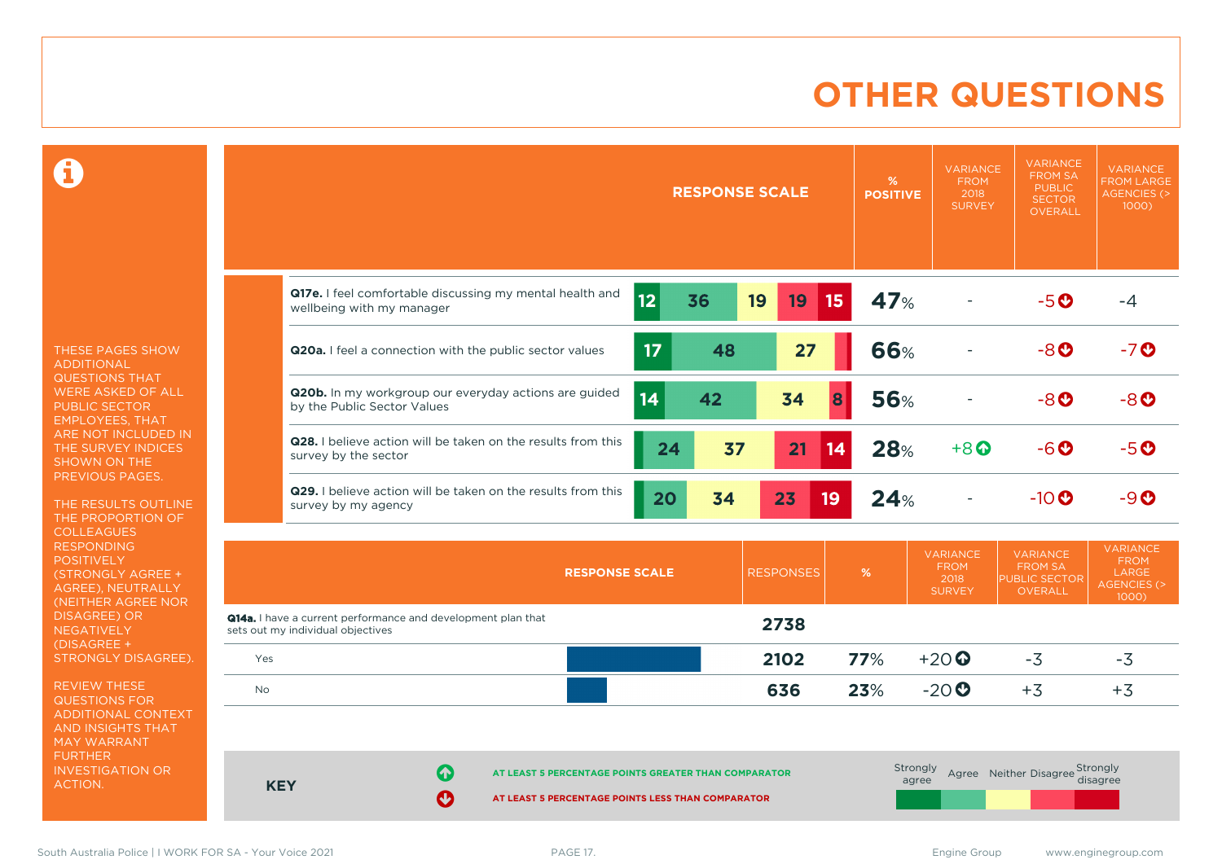# OTHER QUESTIONS

THESE PAGES SHOW ADDITIONAL QUESTIONS THAT WERE ASKED OF ALL PUBLIC SECTOR EMPLOYEES, THAT ARE NOT INCLUDED IN THE SURVEY INDICES SHOWN ON THE PREVIOUS PAGES.

THE RESULTS OUTLINE THE PROPORTION OF COLLEAGUES RESPONDING POSITIVELY (STRONGLY AGREE + AGREE), NEUTRALLY (NEITHER AGREE NOR DISAGREE) OR NEGATIVELY (DISAGREE + STRONGLY DISAGREE).

REVIEW THESE QUESTIONS FOR ADDITIONAL CONTEXT AND INSIGHTS THAT MAY WARRANT FURTHER INVESTIGATION OR ACTION.

| Question | Response scale | % Positive | Variance from 2018 survey | Variance from SA Public Sector overall | Variance from large agencies (> 1000) |
|---|---|---|---|---|---|
| **Q17e.** I feel comfortable discussing my mental health and wellbeing with my manager | 12 / 36 / 19 / 19 / 15 | 47% | - | -5 ↓ | -4 |
| **Q20a.** I feel a connection with the public sector values | 17 / 48 / 27 | 66% | - | -8 ↓ | -7 ↓ |
| **Q20b.** In my workgroup our everyday actions are guided by the Public Sector Values | 14 / 42 / 34 / 8 | 56% | - | -8 ↓ | -8 ↓ |
| **Q28.** I believe action will be taken on the results from this survey by the sector | 24 / 37 / 21 / 14 | 28% | +8 ↑ | -6 ↓ | -5 ↓ |
| **Q29.** I believe action will be taken on the results from this survey by my agency | 20 / 34 / 23 / 19 | 24% | - | -10 ↓ | -9 ↓ |

| Response scale | Responses | % | Variance from 2018 survey | Variance from SA Public Sector overall | Variance from large agencies (> 1000) |
|---|---|---|---|---|---|
| **Q14a.** I have a current performance and development plan that sets out my individual objectives | 2738 | | | | |
| Yes | 2102 | 77% | +20 ↑ | -3 | -3 |
| No | 636 | 23% | -20 ↓ | +3 | +3 |

**KEY**

↑ AT LEAST 5 PERCENTAGE POINTS GREATER THAN COMPARATOR

↓ AT LEAST 5 PERCENTAGE POINTS LESS THAN COMPARATOR

Strongly agree | Agree | Neither | Disagree | Strongly disagree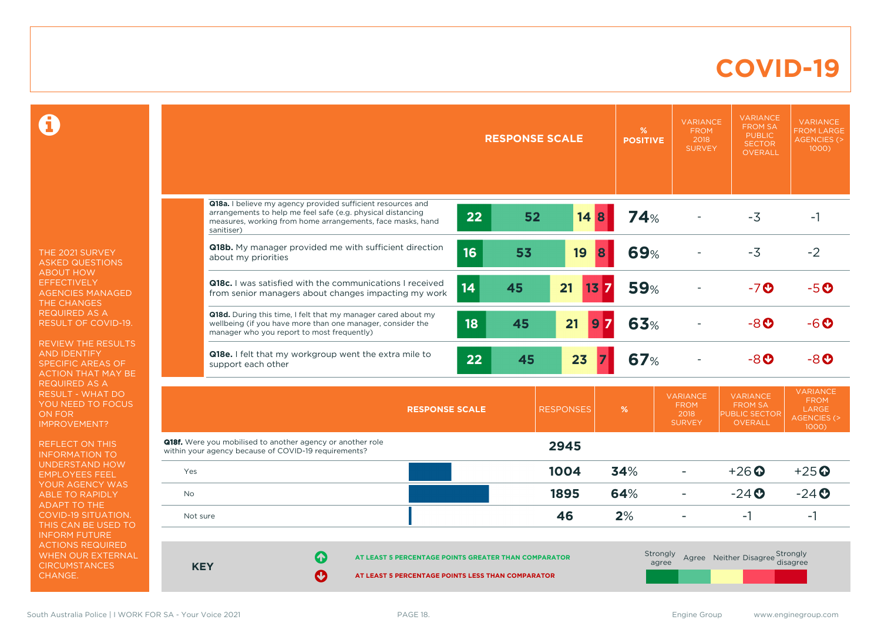# COVID-19

THE 2021 SURVEY ASKED QUESTIONS ABOUT HOW EFFECTIVELY AGENCIES MANAGED THE CHANGES REQUIRED AS A RESULT OF COVID-19.

REVIEW THE RESULTS AND IDENTIFY SPECIFIC AREAS OF ACTION THAT MAY BE REQUIRED AS A RESULT - WHAT DO YOU NEED TO FOCUS ON FOR IMPROVEMENT?

REFLECT ON THIS INFORMATION TO UNDERSTAND HOW EMPLOYEES FEEL YOUR AGENCY WAS ABLE TO RAPIDLY ADAPT TO THE COVID-19 SITUATION. THIS CAN BE USED TO INFORM FUTURE ACTIONS REQUIRED WHEN OUR EXTERNAL CIRCUMSTANCES CHANGE.

| | Strongly agree | Agree | Neither | Disagree | Strongly disagree | % POSITIVE | VARIANCE FROM 2018 SURVEY | VARIANCE FROM SA PUBLIC SECTOR OVERALL | VARIANCE FROM LARGE AGENCIES (> 1000) |
|---|---|---|---|---|---|---|---|---|---|
| **Q18a.** I believe my agency provided sufficient resources and arrangements to help me feel safe (e.g. physical distancing measures, working from home arrangements, face masks, hand sanitiser) | 22 | 52 | 14 | 8 | | 74% | - | -3 | -1 |
| **Q18b.** My manager provided me with sufficient direction about my priorities | 16 | 53 | 19 | 8 | | 69% | - | -3 | -2 |
| **Q18c.** I was satisfied with the communications I received from senior managers about changes impacting my work | 14 | 45 | 21 | 13 | 7 | 59% | - | -7 ↓ | -5 ↓ |
| **Q18d.** During this time, I felt that my manager cared about my wellbeing (if you have more than one manager, consider the manager who you report to most frequently) | 18 | 45 | 21 | 9 | 7 | 63% | - | -8 ↓ | -6 ↓ |
| **Q18e.** I felt that my workgroup went the extra mile to support each other | 22 | 45 | 23 | | 7 | 67% | - | -8 ↓ | -8 ↓ |

| RESPONSE SCALE | RESPONSES | % | VARIANCE FROM 2018 SURVEY | VARIANCE FROM SA PUBLIC SECTOR OVERALL | VARIANCE FROM LARGE AGENCIES (> 1000) |
|---|---|---|---|---|---|
| **Q18f.** Were you mobilised to another agency or another role within your agency because of COVID-19 requirements? | 2945 | | | | |
| Yes | 1004 | 34% | - | +26 ↑ | +25 ↑ |
| No | 1895 | 64% | - | -24 ↓ | -24 ↓ |
| Not sure | 46 | 2% | - | -1 | -1 |

**KEY**

↑ AT LEAST 5 PERCENTAGE POINTS GREATER THAN COMPARATOR

↓ AT LEAST 5 PERCENTAGE POINTS LESS THAN COMPARATOR

Strongly agree | Agree | Neither | Disagree | Strongly disagree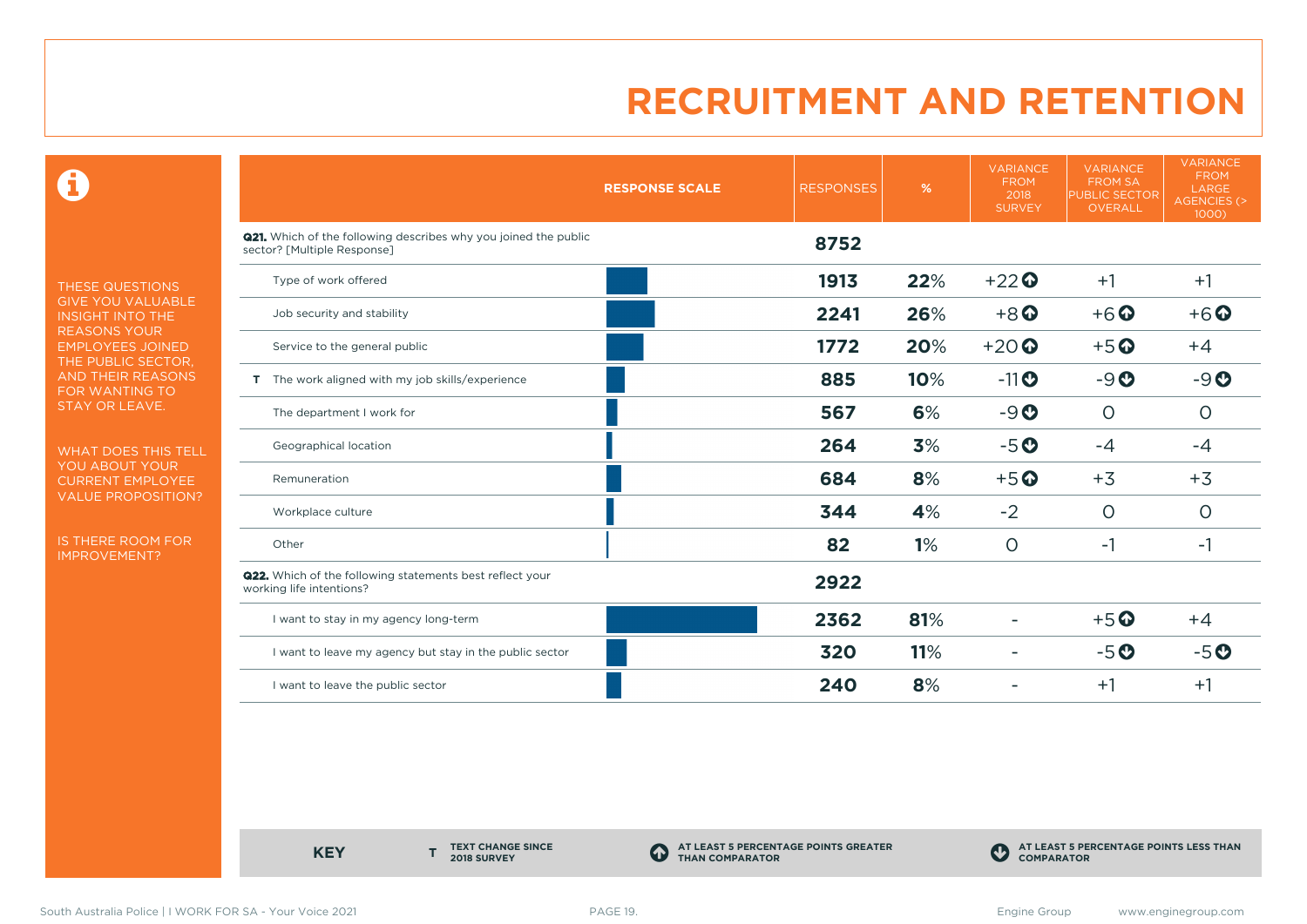# RECRUITMENT AND RETENTION

THESE QUESTIONS GIVE YOU VALUABLE INSIGHT INTO THE REASONS YOUR EMPLOYEES JOINED THE PUBLIC SECTOR, AND THEIR REASONS FOR WANTING TO STAY OR LEAVE.

WHAT DOES THIS TELL YOU ABOUT YOUR CURRENT EMPLOYEE VALUE PROPOSITION?

IS THERE ROOM FOR IMPROVEMENT?

| RESPONSE SCALE | RESPONSES | % | VARIANCE FROM 2018 SURVEY | VARIANCE FROM SA PUBLIC SECTOR OVERALL | VARIANCE FROM LARGE AGENCIES (> 1000) |
|---|---|---|---|---|---|
| **Q21.** Which of the following describes why you joined the public sector? [Multiple Response] | **8752** | | | | |
| Type of work offered | **1913** | **22%** | +22 ⬆ | +1 | +1 |
| Job security and stability | **2241** | **26%** | +8 ⬆ | +6 ⬆ | +6 ⬆ |
| Service to the general public | **1772** | **20%** | +20 ⬆ | +5 ⬆ | +4 |
| T The work aligned with my job skills/experience | **885** | **10%** | -11 ⬇ | -9 ⬇ | -9 ⬇ |
| The department I work for | **567** | **6%** | -9 ⬇ | 0 | 0 |
| Geographical location | **264** | **3%** | -5 ⬇ | -4 | -4 |
| Remuneration | **684** | **8%** | +5 ⬆ | +3 | +3 |
| Workplace culture | **344** | **4%** | -2 | 0 | 0 |
| Other | **82** | **1%** | 0 | -1 | -1 |
| **Q22.** Which of the following statements best reflect your working life intentions? | **2922** | | | | |
| I want to stay in my agency long-term | **2362** | **81%** | - | +5 ⬆ | +4 |
| I want to leave my agency but stay in the public sector | **320** | **11%** | - | -5 ⬇ | -5 ⬇ |
| I want to leave the public sector | **240** | **8%** | - | +1 | +1 |

**KEY**

- **T** TEXT CHANGE SINCE 2018 SURVEY
- ⬆ AT LEAST 5 PERCENTAGE POINTS GREATER THAN COMPARATOR
- ⬇ AT LEAST 5 PERCENTAGE POINTS LESS THAN COMPARATOR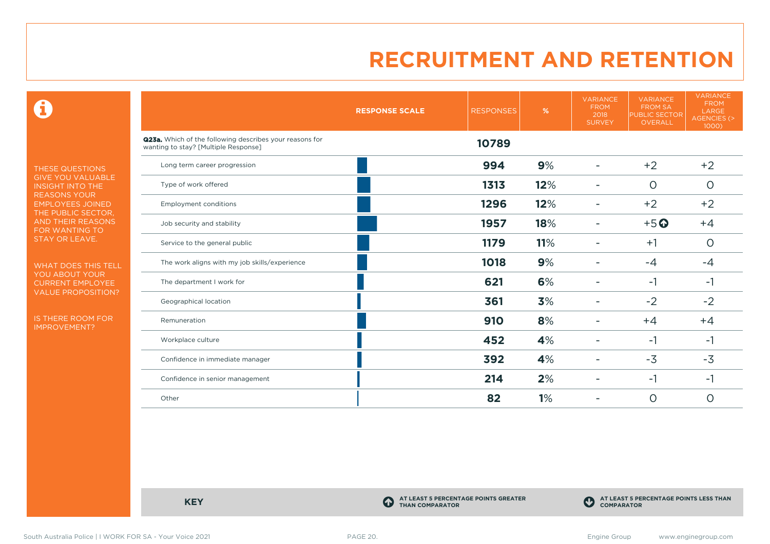# RECRUITMENT AND RETENTION

THESE QUESTIONS GIVE YOU VALUABLE INSIGHT INTO THE REASONS YOUR EMPLOYEES JOINED THE PUBLIC SECTOR, AND THEIR REASONS FOR WANTING TO STAY OR LEAVE.

WHAT DOES THIS TELL YOU ABOUT YOUR CURRENT EMPLOYEE VALUE PROPOSITION?

IS THERE ROOM FOR IMPROVEMENT?

| RESPONSE SCALE | RESPONSES | % | VARIANCE FROM 2018 SURVEY | VARIANCE FROM SA PUBLIC SECTOR OVERALL | VARIANCE FROM LARGE AGENCIES (> 1000) |
|---|---|---|---|---|---|
| **Q23a.** Which of the following describes your reasons for wanting to stay? [Multiple Response] | **10789** | | | | |
| Long term career progression | **994** | **9%** | - | +2 | +2 |
| Type of work offered | **1313** | **12%** | - | 0 | 0 |
| Employment conditions | **1296** | **12%** | - | +2 | +2 |
| Job security and stability | **1957** | **18%** | - | +5 ↑ | +4 |
| Service to the general public | **1179** | **11%** | - | +1 | 0 |
| The work aligns with my job skills/experience | **1018** | **9%** | - | -4 | -4 |
| The department I work for | **621** | **6%** | - | -1 | -1 |
| Geographical location | **361** | **3%** | - | -2 | -2 |
| Remuneration | **910** | **8%** | - | +4 | +4 |
| Workplace culture | **452** | **4%** | - | -1 | -1 |
| Confidence in immediate manager | **392** | **4%** | - | -3 | -3 |
| Confidence in senior management | **214** | **2%** | - | -1 | -1 |
| Other | **82** | **1%** | - | 0 | 0 |

**KEY**

↑ AT LEAST 5 PERCENTAGE POINTS GREATER THAN COMPARATOR

↓ AT LEAST 5 PERCENTAGE POINTS LESS THAN COMPARATOR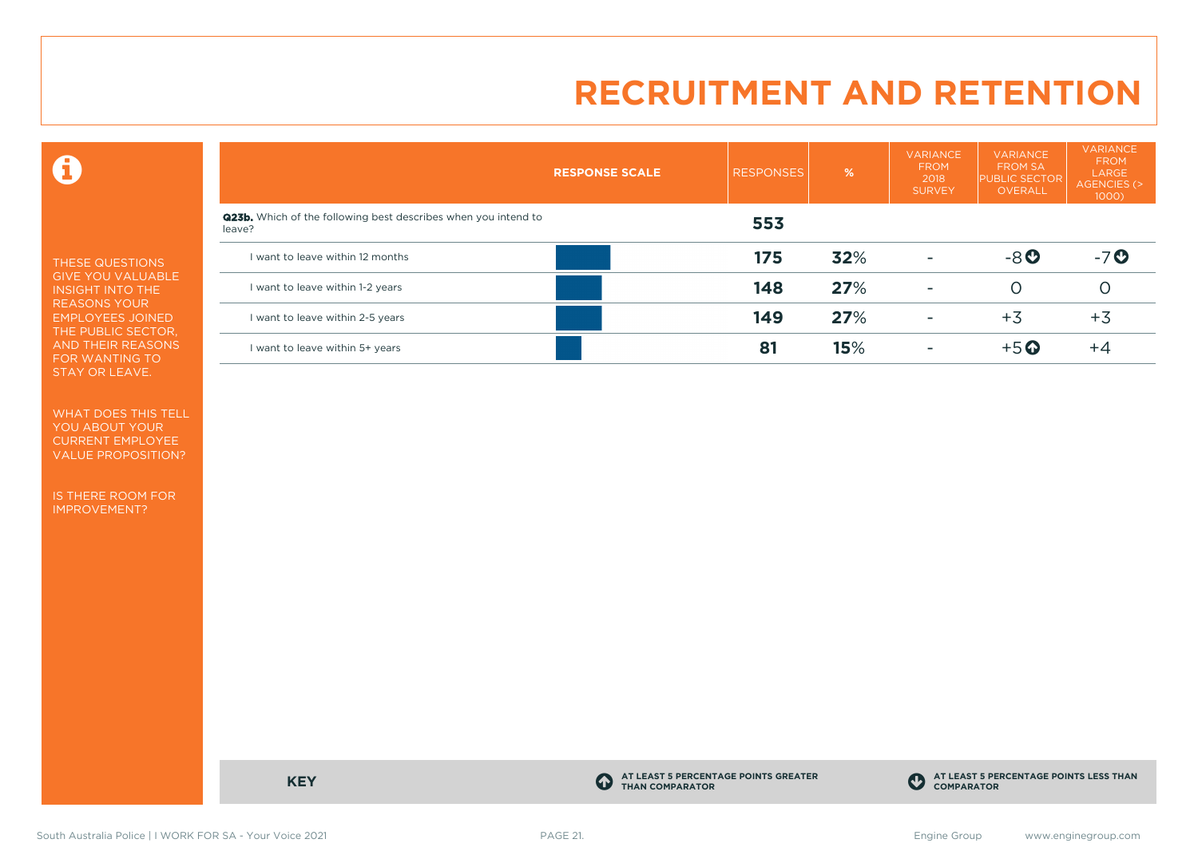# RECRUITMENT AND RETENTION

THESE QUESTIONS GIVE YOU VALUABLE INSIGHT INTO THE REASONS YOUR EMPLOYEES JOINED THE PUBLIC SECTOR, AND THEIR REASONS FOR WANTING TO STAY OR LEAVE.

WHAT DOES THIS TELL YOU ABOUT YOUR CURRENT EMPLOYEE VALUE PROPOSITION?

IS THERE ROOM FOR IMPROVEMENT?

| RESPONSE SCALE | RESPONSES | % | VARIANCE FROM 2018 SURVEY | VARIANCE FROM SA PUBLIC SECTOR OVERALL | VARIANCE FROM LARGE AGENCIES (> 1000) |
|---|---|---|---|---|---|
| **Q23b.** Which of the following best describes when you intend to leave? | **553** | | | | |
| I want to leave within 12 months | **175** | **32**% | - | -8 ⬇ | -7 ⬇ |
| I want to leave within 1-2 years | **148** | **27**% | - | 0 | 0 |
| I want to leave within 2-5 years | **149** | **27**% | - | +3 | +3 |
| I want to leave within 5+ years | **81** | **15**% | - | +5 ⬆ | +4 |

**KEY**

⬆ **AT LEAST 5 PERCENTAGE POINTS GREATER THAN COMPARATOR**

⬇ **AT LEAST 5 PERCENTAGE POINTS LESS THAN COMPARATOR**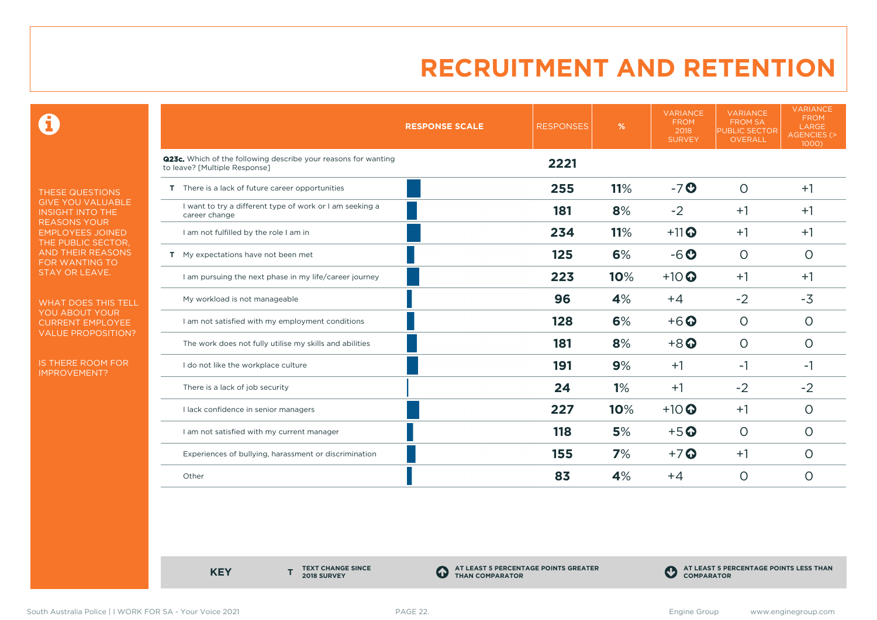# RECRUITMENT AND RETENTION

THESE QUESTIONS GIVE YOU VALUABLE INSIGHT INTO THE REASONS YOUR EMPLOYEES JOINED THE PUBLIC SECTOR, AND THEIR REASONS FOR WANTING TO STAY OR LEAVE.

WHAT DOES THIS TELL YOU ABOUT YOUR CURRENT EMPLOYEE VALUE PROPOSITION?

IS THERE ROOM FOR IMPROVEMENT?

| | RESPONSE SCALE | RESPONSES | % | VARIANCE FROM 2018 SURVEY | VARIANCE FROM SA PUBLIC SECTOR OVERALL | VARIANCE FROM LARGE AGENCIES (> 1000) |
|---|---|---|---|---|---|---|
| **Q23c.** Which of the following describe your reasons for wanting to leave? [Multiple Response] | | **2221** | | | | |
| T There is a lack of future career opportunities | | **255** | **11%** | -7 ⬇ | 0 | +1 |
| I want to try a different type of work or I am seeking a career change | | **181** | **8%** | -2 | +1 | +1 |
| I am not fulfilled by the role I am in | | **234** | **11%** | +11 ⬆ | +1 | +1 |
| T My expectations have not been met | | **125** | **6%** | -6 ⬇ | 0 | 0 |
| I am pursuing the next phase in my life/career journey | | **223** | **10%** | +10 ⬆ | +1 | +1 |
| My workload is not manageable | | **96** | **4%** | +4 | -2 | -3 |
| I am not satisfied with my employment conditions | | **128** | **6%** | +6 ⬆ | 0 | 0 |
| The work does not fully utilise my skills and abilities | | **181** | **8%** | +8 ⬆ | 0 | 0 |
| I do not like the workplace culture | | **191** | **9%** | +1 | -1 | -1 |
| There is a lack of job security | | **24** | **1%** | +1 | -2 | -2 |
| I lack confidence in senior managers | | **227** | **10%** | +10 ⬆ | +1 | 0 |
| I am not satisfied with my current manager | | **118** | **5%** | +5 ⬆ | 0 | 0 |
| Experiences of bullying, harassment or discrimination | | **155** | **7%** | +7 ⬆ | +1 | 0 |
| Other | | **83** | **4%** | +4 | 0 | 0 |

**KEY**

- **T** TEXT CHANGE SINCE 2018 SURVEY
- ⬆ AT LEAST 5 PERCENTAGE POINTS GREATER THAN COMPARATOR
- ⬇ AT LEAST 5 PERCENTAGE POINTS LESS THAN COMPARATOR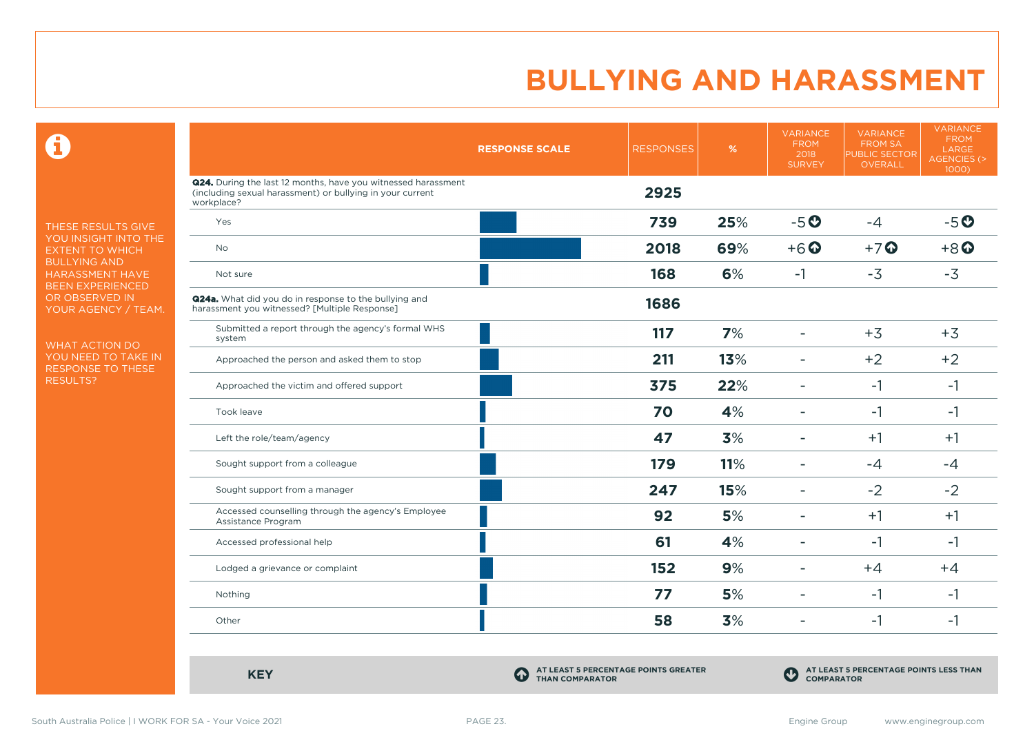# BULLYING AND HARASSMENT

THESE RESULTS GIVE YOU INSIGHT INTO THE EXTENT TO WHICH BULLYING AND HARASSMENT HAVE BEEN EXPERIENCED OR OBSERVED IN YOUR AGENCY / TEAM.

WHAT ACTION DO YOU NEED TO TAKE IN RESPONSE TO THESE RESULTS?

| | RESPONSE SCALE | RESPONSES | % | VARIANCE FROM 2018 SURVEY | VARIANCE FROM SA PUBLIC SECTOR OVERALL | VARIANCE FROM LARGE AGENCIES (> 1000) |
|---|---|---|---|---|---|---|
| **Q24.** During the last 12 months, have you witnessed harassment (including sexual harassment) or bullying in your current workplace? | | **2925** | | | | |
| Yes | | **739** | **25%** | -5 ↓ | -4 | -5 ↓ |
| No | | **2018** | **69%** | +6 ↑ | +7 ↑ | +8 ↑ |
| Not sure | | **168** | **6%** | -1 | -3 | -3 |
| **Q24a.** What did you do in response to the bullying and harassment you witnessed? [Multiple Response] | | **1686** | | | | |
| Submitted a report through the agency's formal WHS system | | **117** | **7%** | - | +3 | +3 |
| Approached the person and asked them to stop | | **211** | **13%** | - | +2 | +2 |
| Approached the victim and offered support | | **375** | **22%** | - | -1 | -1 |
| Took leave | | **70** | **4%** | - | -1 | -1 |
| Left the role/team/agency | | **47** | **3%** | - | +1 | +1 |
| Sought support from a colleague | | **179** | **11%** | - | -4 | -4 |
| Sought support from a manager | | **247** | **15%** | - | -2 | -2 |
| Accessed counselling through the agency's Employee Assistance Program | | **92** | **5%** | - | +1 | +1 |
| Accessed professional help | | **61** | **4%** | - | -1 | -1 |
| Lodged a grievance or complaint | | **152** | **9%** | - | +4 | +4 |
| Nothing | | **77** | **5%** | - | -1 | -1 |
| Other | | **58** | **3%** | - | -1 | -1 |

**KEY**

↑ AT LEAST 5 PERCENTAGE POINTS GREATER THAN COMPARATOR

↓ AT LEAST 5 PERCENTAGE POINTS LESS THAN COMPARATOR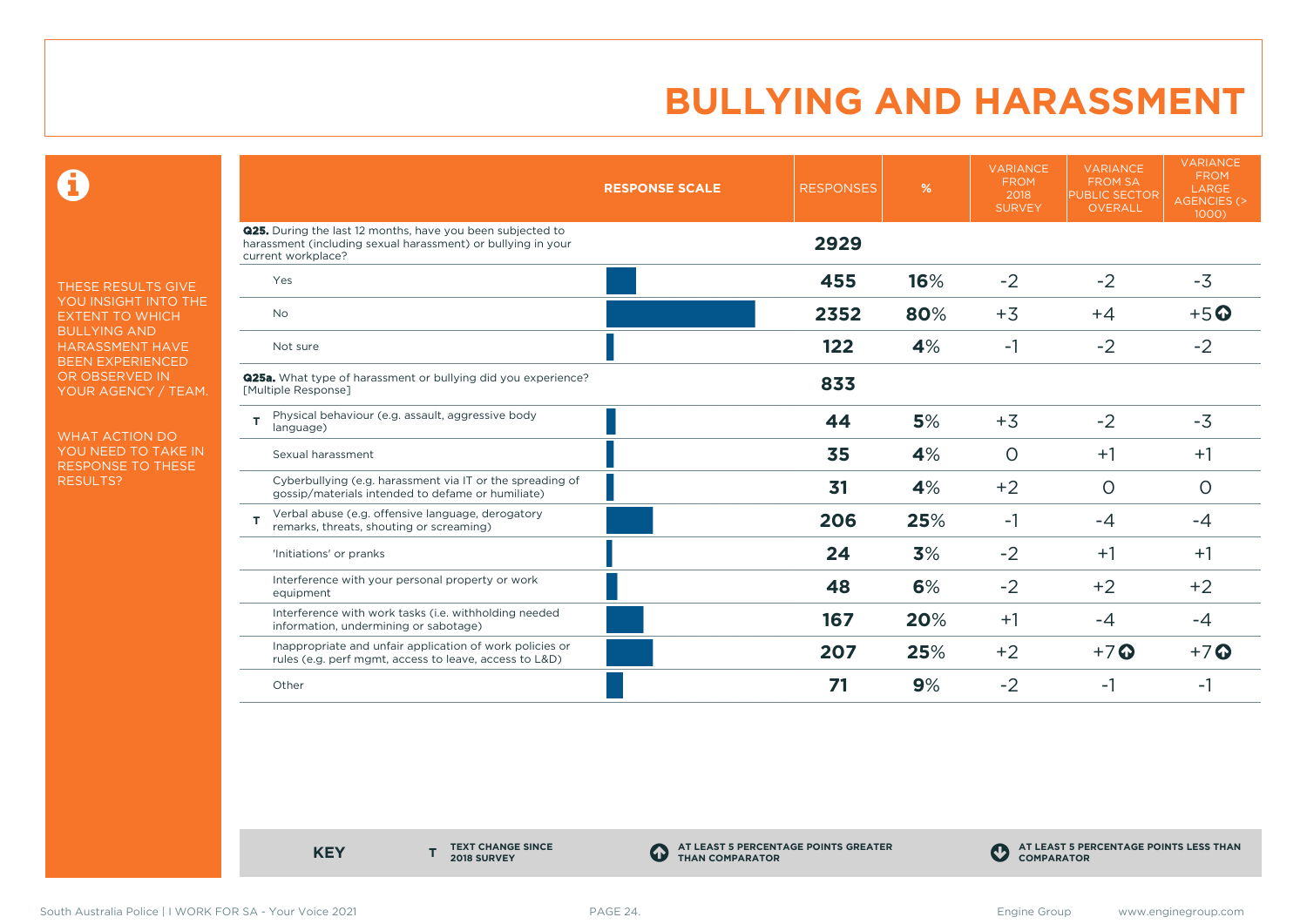# BULLYING AND HARASSMENT

THESE RESULTS GIVE YOU INSIGHT INTO THE EXTENT TO WHICH BULLYING AND HARASSMENT HAVE BEEN EXPERIENCED OR OBSERVED IN YOUR AGENCY / TEAM.

WHAT ACTION DO YOU NEED TO TAKE IN RESPONSE TO THESE RESULTS?

| | RESPONSE SCALE | RESPONSES | % | VARIANCE FROM 2018 SURVEY | VARIANCE FROM SA PUBLIC SECTOR OVERALL | VARIANCE FROM LARGE AGENCIES (> 1000) |
|---|---|---|---|---|---|---|
| **Q25.** During the last 12 months, have you been subjected to harassment (including sexual harassment) or bullying in your current workplace? | | **2929** | | | | |
| Yes | | **455** | **16%** | -2 | -2 | -3 |
| No | | **2352** | **80%** | +3 | +4 | +5 ⬆ |
| Not sure | | **122** | **4%** | -1 | -2 | -2 |
| **Q25a.** What type of harassment or bullying did you experience? [Multiple Response] | | **833** | | | | |
| T Physical behaviour (e.g. assault, aggressive body language) | | **44** | **5%** | +3 | -2 | -3 |
| Sexual harassment | | **35** | **4%** | 0 | +1 | +1 |
| Cyberbullying (e.g. harassment via IT or the spreading of gossip/materials intended to defame or humiliate) | | **31** | **4%** | +2 | 0 | 0 |
| T Verbal abuse (e.g. offensive language, derogatory remarks, threats, shouting or screaming) | | **206** | **25%** | -1 | -4 | -4 |
| 'Initiations' or pranks | | **24** | **3%** | -2 | +1 | +1 |
| Interference with your personal property or work equipment | | **48** | **6%** | -2 | +2 | +2 |
| Interference with work tasks (i.e. withholding needed information, undermining or sabotage) | | **167** | **20%** | +1 | -4 | -4 |
| Inappropriate and unfair application of work policies or rules (e.g. perf mgmt, access to leave, access to L&D) | | **207** | **25%** | +2 | +7 ⬆ | +7 ⬆ |
| Other | | **71** | **9%** | -2 | -1 | -1 |

**KEY**

- **T** TEXT CHANGE SINCE 2018 SURVEY
- ⬆ AT LEAST 5 PERCENTAGE POINTS GREATER THAN COMPARATOR
- ⬇ AT LEAST 5 PERCENTAGE POINTS LESS THAN COMPARATOR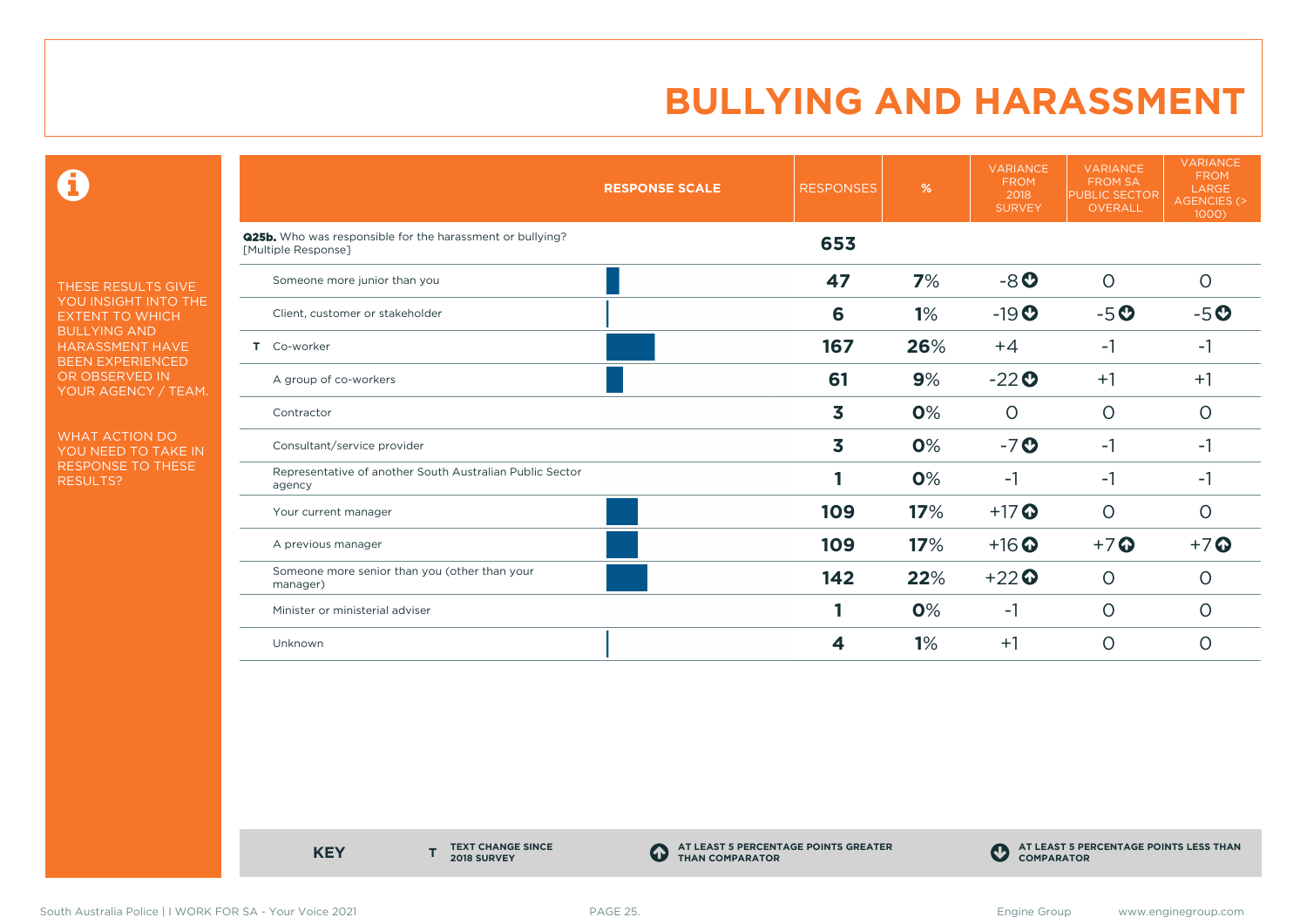# BULLYING AND HARASSMENT

THESE RESULTS GIVE YOU INSIGHT INTO THE EXTENT TO WHICH BULLYING AND HARASSMENT HAVE BEEN EXPERIENCED OR OBSERVED IN YOUR AGENCY / TEAM.

WHAT ACTION DO YOU NEED TO TAKE IN RESPONSE TO THESE RESULTS?

| RESPONSE SCALE | RESPONSES | % | VARIANCE FROM 2018 SURVEY | VARIANCE FROM SA PUBLIC SECTOR OVERALL | VARIANCE FROM LARGE AGENCIES (> 1000) |
|---|---|---|---|---|---|
| **Q25b.** Who was responsible for the harassment or bullying? [Multiple Response] | **653** | | | | |
| Someone more junior than you | **47** | **7%** | -8 ⬇ | 0 | 0 |
| Client, customer or stakeholder | **6** | **1%** | -19 ⬇ | -5 ⬇ | -5 ⬇ |
| T Co-worker | **167** | **26%** | +4 | -1 | -1 |
| A group of co-workers | **61** | **9%** | -22 ⬇ | +1 | +1 |
| Contractor | **3** | **0%** | 0 | 0 | 0 |
| Consultant/service provider | **3** | **0%** | -7 ⬇ | -1 | -1 |
| Representative of another South Australian Public Sector agency | **1** | **0%** | -1 | -1 | -1 |
| Your current manager | **109** | **17%** | +17 ⬆ | 0 | 0 |
| A previous manager | **109** | **17%** | +16 ⬆ | +7 ⬆ | +7 ⬆ |
| Someone more senior than you (other than your manager) | **142** | **22%** | +22 ⬆ | 0 | 0 |
| Minister or ministerial adviser | **1** | **0%** | -1 | 0 | 0 |
| Unknown | **4** | **1%** | +1 | 0 | 0 |

**KEY**
- **T** TEXT CHANGE SINCE 2018 SURVEY
- ⬆ AT LEAST 5 PERCENTAGE POINTS GREATER THAN COMPARATOR
- ⬇ AT LEAST 5 PERCENTAGE POINTS LESS THAN COMPARATOR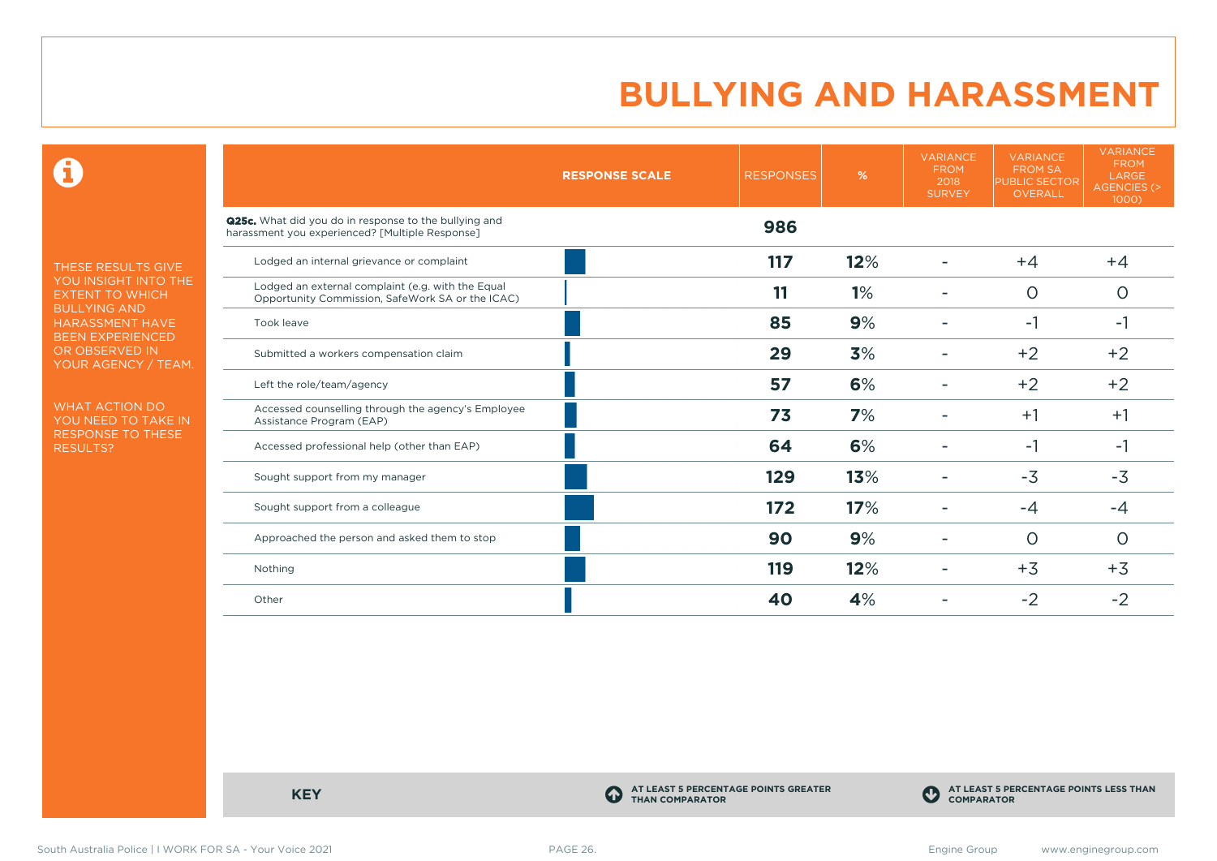# BULLYING AND HARASSMENT

THESE RESULTS GIVE YOU INSIGHT INTO THE EXTENT TO WHICH BULLYING AND HARASSMENT HAVE BEEN EXPERIENCED OR OBSERVED IN YOUR AGENCY / TEAM.

WHAT ACTION DO YOU NEED TO TAKE IN RESPONSE TO THESE RESULTS?

| | RESPONSE SCALE | RESPONSES | % | VARIANCE FROM 2018 SURVEY | VARIANCE FROM SA PUBLIC SECTOR OVERALL | VARIANCE FROM LARGE AGENCIES (> 1000) |
|---|---|---|---|---|---|---|
| **Q25c.** What did you do in response to the bullying and harassment you experienced? [Multiple Response] | | **986** | | | | |
| Lodged an internal grievance or complaint | | **117** | **12**% | - | +4 | +4 |
| Lodged an external complaint (e.g. with the Equal Opportunity Commission, SafeWork SA or the ICAC) | | **11** | **1**% | - | 0 | 0 |
| Took leave | | **85** | **9**% | - | -1 | -1 |
| Submitted a workers compensation claim | | **29** | **3**% | - | +2 | +2 |
| Left the role/team/agency | | **57** | **6**% | - | +2 | +2 |
| Accessed counselling through the agency's Employee Assistance Program (EAP) | | **73** | **7**% | - | +1 | +1 |
| Accessed professional help (other than EAP) | | **64** | **6**% | - | -1 | -1 |
| Sought support from my manager | | **129** | **13**% | - | -3 | -3 |
| Sought support from a colleague | | **172** | **17**% | - | -4 | -4 |
| Approached the person and asked them to stop | | **90** | **9**% | - | 0 | 0 |
| Nothing | | **119** | **12**% | - | +3 | +3 |
| Other | | **40** | **4**% | - | -2 | -2 |

**KEY**

AT LEAST 5 PERCENTAGE POINTS GREATER THAN COMPARATOR

AT LEAST 5 PERCENTAGE POINTS LESS THAN COMPARATOR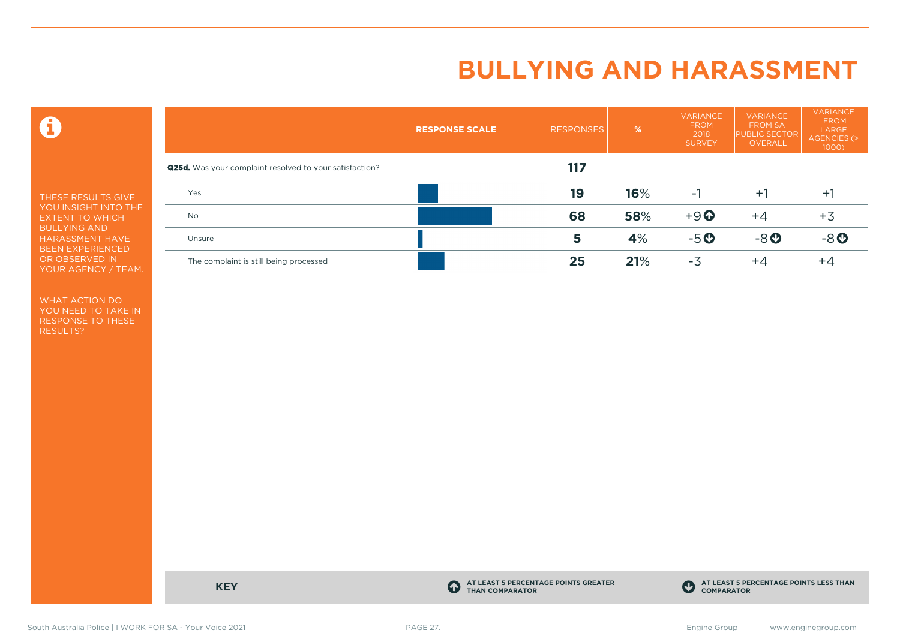# BULLYING AND HARASSMENT

THESE RESULTS GIVE YOU INSIGHT INTO THE EXTENT TO WHICH BULLYING AND HARASSMENT HAVE BEEN EXPERIENCED OR OBSERVED IN YOUR AGENCY / TEAM.

WHAT ACTION DO YOU NEED TO TAKE IN RESPONSE TO THESE RESULTS?

| | RESPONSE SCALE | RESPONSES | % | VARIANCE FROM 2018 SURVEY | VARIANCE FROM SA PUBLIC SECTOR OVERALL | VARIANCE FROM LARGE AGENCIES (> 1000) |
|---|---|---|---|---|---|---|
| **Q25d.** Was your complaint resolved to your satisfaction? | | **117** | | | | |
| Yes | | **19** | **16**% | -1 | +1 | +1 |
| No | | **68** | **58**% | +9 ⬆ | +4 | +3 |
| Unsure | | **5** | **4**% | -5 ⬇ | -8 ⬇ | -8 ⬇ |
| The complaint is still being processed | | **25** | **21**% | -3 | +4 | +4 |

**KEY**

⬆ AT LEAST 5 PERCENTAGE POINTS GREATER THAN COMPARATOR

⬇ AT LEAST 5 PERCENTAGE POINTS LESS THAN COMPARATOR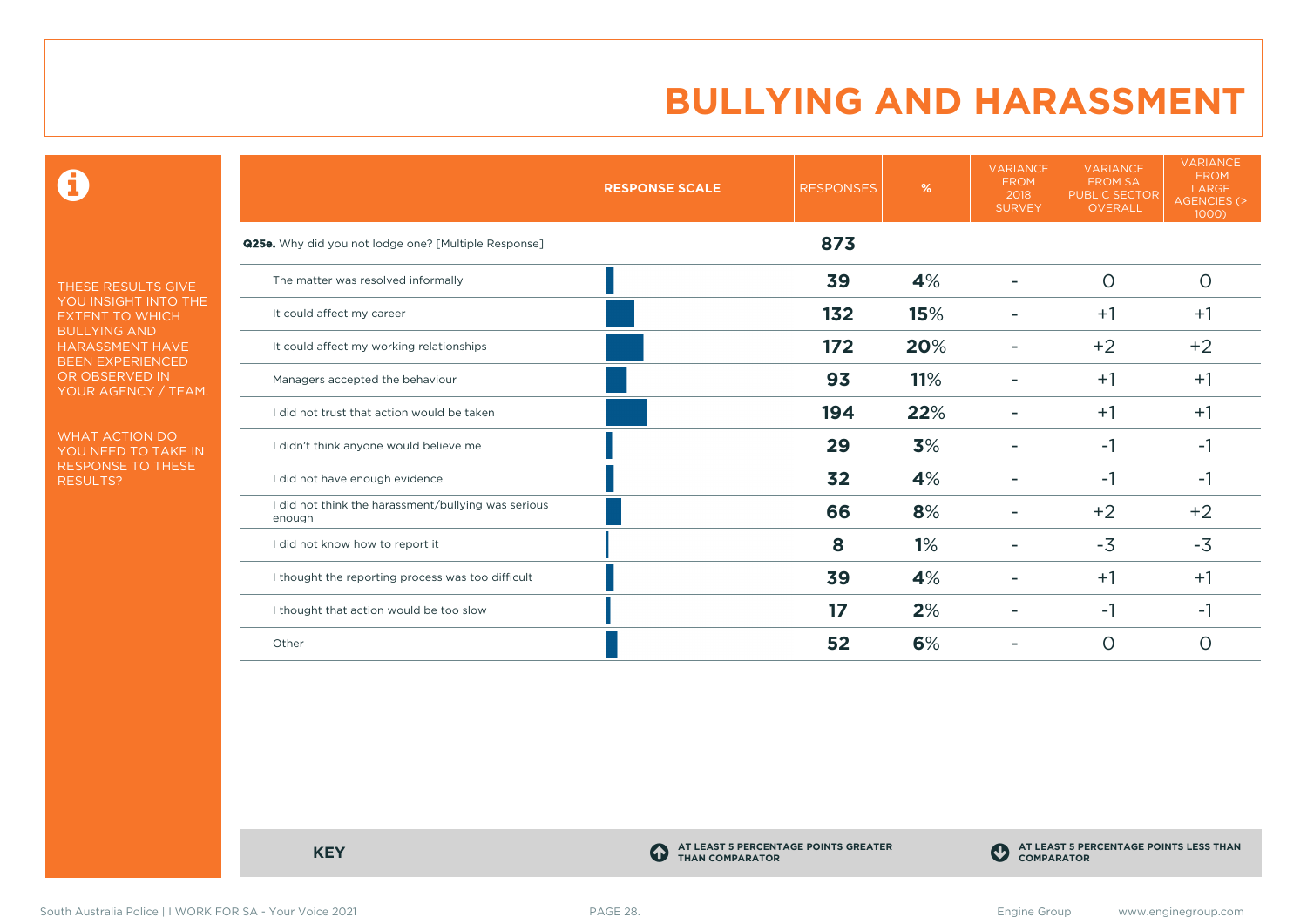# BULLYING AND HARASSMENT

THESE RESULTS GIVE YOU INSIGHT INTO THE EXTENT TO WHICH BULLYING AND HARASSMENT HAVE BEEN EXPERIENCED OR OBSERVED IN YOUR AGENCY / TEAM.

WHAT ACTION DO YOU NEED TO TAKE IN RESPONSE TO THESE RESULTS?

| RESPONSE SCALE | RESPONSES | % | VARIANCE FROM 2018 SURVEY | VARIANCE FROM SA PUBLIC SECTOR OVERALL | VARIANCE FROM LARGE AGENCIES (> 1000) |
|---|---|---|---|---|---|
| **Q25e.** Why did you not lodge one? [Multiple Response] | **873** | | | | |
| The matter was resolved informally | **39** | **4**% | - | 0 | 0 |
| It could affect my career | **132** | **15**% | - | +1 | +1 |
| It could affect my working relationships | **172** | **20**% | - | +2 | +2 |
| Managers accepted the behaviour | **93** | **11**% | - | +1 | +1 |
| I did not trust that action would be taken | **194** | **22**% | - | +1 | +1 |
| I didn't think anyone would believe me | **29** | **3**% | - | -1 | -1 |
| I did not have enough evidence | **32** | **4**% | - | -1 | -1 |
| I did not think the harassment/bullying was serious enough | **66** | **8**% | - | +2 | +2 |
| I did not know how to report it | **8** | **1**% | - | -3 | -3 |
| I thought the reporting process was too difficult | **39** | **4**% | - | +1 | +1 |
| I thought that action would be too slow | **17** | **2**% | - | -1 | -1 |
| Other | **52** | **6**% | - | 0 | 0 |

**KEY**

AT LEAST 5 PERCENTAGE POINTS GREATER THAN COMPARATOR

AT LEAST 5 PERCENTAGE POINTS LESS THAN COMPARATOR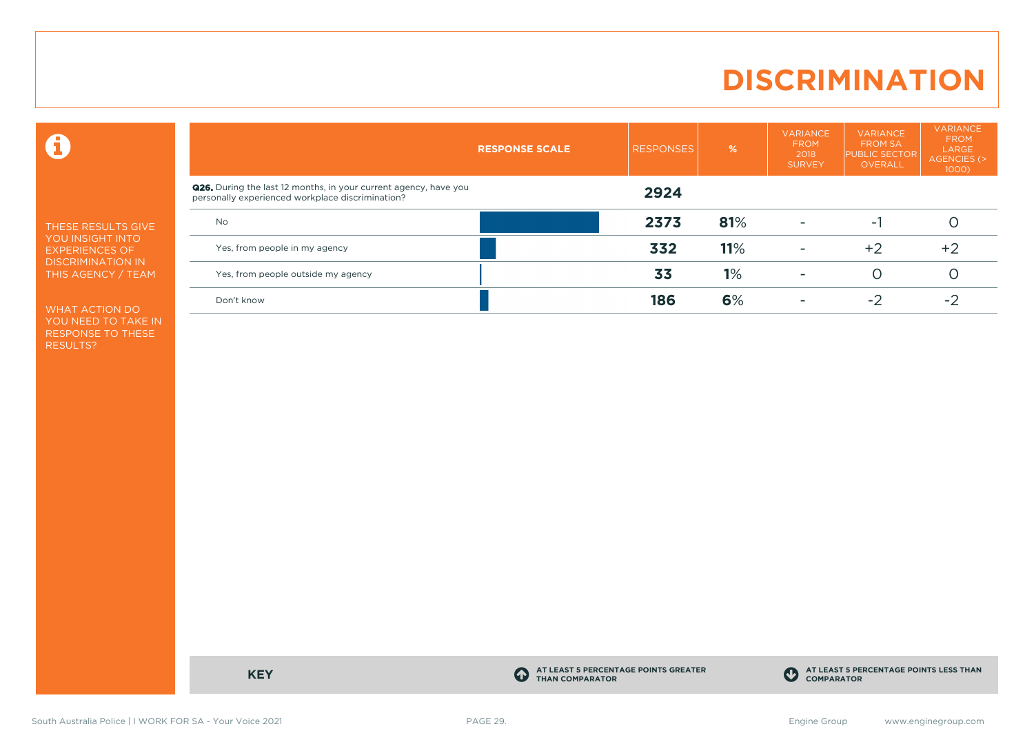# DISCRIMINATION

THESE RESULTS GIVE YOU INSIGHT INTO EXPERIENCES OF DISCRIMINATION IN THIS AGENCY / TEAM

WHAT ACTION DO YOU NEED TO TAKE IN RESPONSE TO THESE RESULTS?

| | RESPONSE SCALE | RESPONSES | % | VARIANCE FROM 2018 SURVEY | VARIANCE FROM SA PUBLIC SECTOR OVERALL | VARIANCE FROM LARGE AGENCIES (> 1000) |
|---|---|---|---|---|---|---|
| **Q26.** During the last 12 months, in your current agency, have you personally experienced workplace discrimination? | | **2924** | | | | |
| No | | **2373** | **81**% | - | -1 | 0 |
| Yes, from people in my agency | | **332** | **11**% | - | +2 | +2 |
| Yes, from people outside my agency | | **33** | **1**% | - | 0 | 0 |
| Don't know | | **186** | **6**% | - | -2 | -2 |

**KEY**

AT LEAST 5 PERCENTAGE POINTS GREATER THAN COMPARATOR

AT LEAST 5 PERCENTAGE POINTS LESS THAN COMPARATOR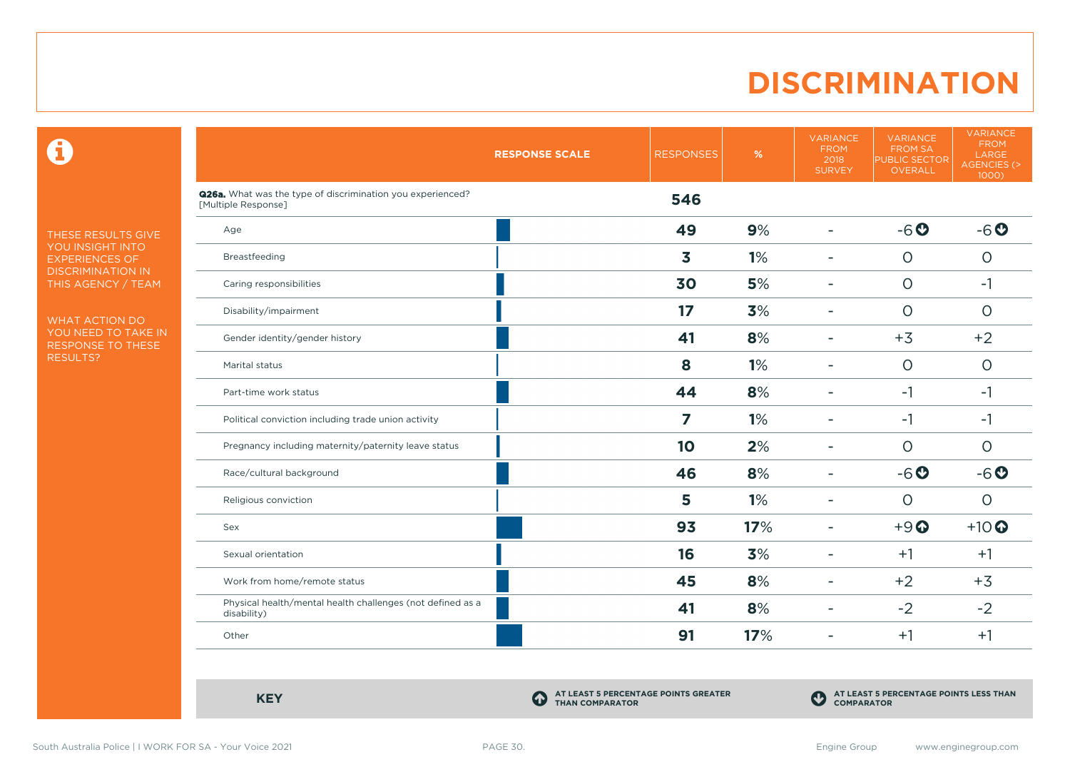# DISCRIMINATION

THESE RESULTS GIVE YOU INSIGHT INTO EXPERIENCES OF DISCRIMINATION IN THIS AGENCY / TEAM

WHAT ACTION DO YOU NEED TO TAKE IN RESPONSE TO THESE RESULTS?

| RESPONSE SCALE | RESPONSES | % | VARIANCE FROM 2018 SURVEY | VARIANCE FROM SA PUBLIC SECTOR OVERALL | VARIANCE FROM LARGE AGENCIES (> 1000) |
|---|---|---|---|---|---|
| **Q26a.** What was the type of discrimination you experienced? [Multiple Response] | **546** | | | | |
| Age | **49** | **9%** | - | -6 ⬇ | -6 ⬇ |
| Breastfeeding | **3** | **1%** | - | 0 | 0 |
| Caring responsibilities | **30** | **5%** | - | 0 | -1 |
| Disability/impairment | **17** | **3%** | - | 0 | 0 |
| Gender identity/gender history | **41** | **8%** | - | +3 | +2 |
| Marital status | **8** | **1%** | - | 0 | 0 |
| Part-time work status | **44** | **8%** | - | -1 | -1 |
| Political conviction including trade union activity | **7** | **1%** | - | -1 | -1 |
| Pregnancy including maternity/paternity leave status | **10** | **2%** | - | 0 | 0 |
| Race/cultural background | **46** | **8%** | - | -6 ⬇ | -6 ⬇ |
| Religious conviction | **5** | **1%** | - | 0 | 0 |
| Sex | **93** | **17%** | - | +9 ⬆ | +10 ⬆ |
| Sexual orientation | **16** | **3%** | - | +1 | +1 |
| Work from home/remote status | **45** | **8%** | - | +2 | +3 |
| Physical health/mental health challenges (not defined as a disability) | **41** | **8%** | - | -2 | -2 |
| Other | **91** | **17%** | - | +1 | +1 |

**KEY**

⬆ AT LEAST 5 PERCENTAGE POINTS GREATER THAN COMPARATOR

⬇ AT LEAST 5 PERCENTAGE POINTS LESS THAN COMPARATOR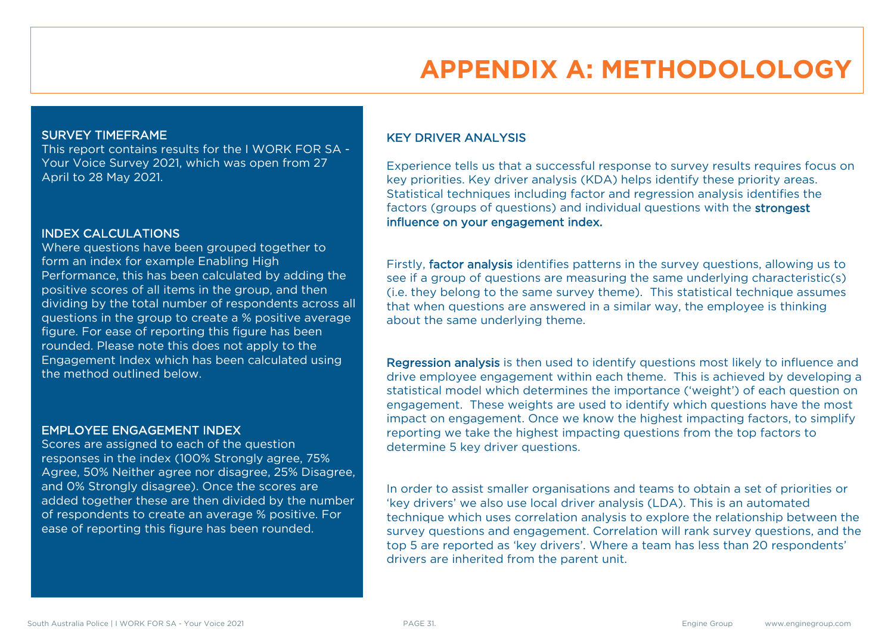# APPENDIX A: METHODOLOLOGY

### SURVEY TIMEFRAME

This report contains results for the I WORK FOR SA - Your Voice Survey 2021, which was open from 27 April to 28 May 2021.

### INDEX CALCULATIONS

Where questions have been grouped together to form an index for example Enabling High Performance, this has been calculated by adding the positive scores of all items in the group, and then dividing by the total number of respondents across all questions in the group to create a % positive average figure. For ease of reporting this figure has been rounded. Please note this does not apply to the Engagement Index which has been calculated using the method outlined below.

### EMPLOYEE ENGAGEMENT INDEX

Scores are assigned to each of the question responses in the index (100% Strongly agree, 75% Agree, 50% Neither agree nor disagree, 25% Disagree, and 0% Strongly disagree). Once the scores are added together these are then divided by the number of respondents to create an average % positive. For ease of reporting this figure has been rounded.

### KEY DRIVER ANALYSIS

Experience tells us that a successful response to survey results requires focus on key priorities. Key driver analysis (KDA) helps identify these priority areas. Statistical techniques including factor and regression analysis identifies the factors (groups of questions) and individual questions with the **strongest influence on your engagement index.**

Firstly, **factor analysis** identifies patterns in the survey questions, allowing us to see if a group of questions are measuring the same underlying characteristic(s) (i.e. they belong to the same survey theme). This statistical technique assumes that when questions are answered in a similar way, the employee is thinking about the same underlying theme.

**Regression analysis** is then used to identify questions most likely to influence and drive employee engagement within each theme. This is achieved by developing a statistical model which determines the importance ('weight') of each question on engagement. These weights are used to identify which questions have the most impact on engagement. Once we know the highest impacting factors, to simplify reporting we take the highest impacting questions from the top factors to determine 5 key driver questions.

In order to assist smaller organisations and teams to obtain a set of priorities or 'key drivers' we also use local driver analysis (LDA). This is an automated technique which uses correlation analysis to explore the relationship between the survey questions and engagement. Correlation will rank survey questions, and the top 5 are reported as 'key drivers'. Where a team has less than 20 respondents' drivers are inherited from the parent unit.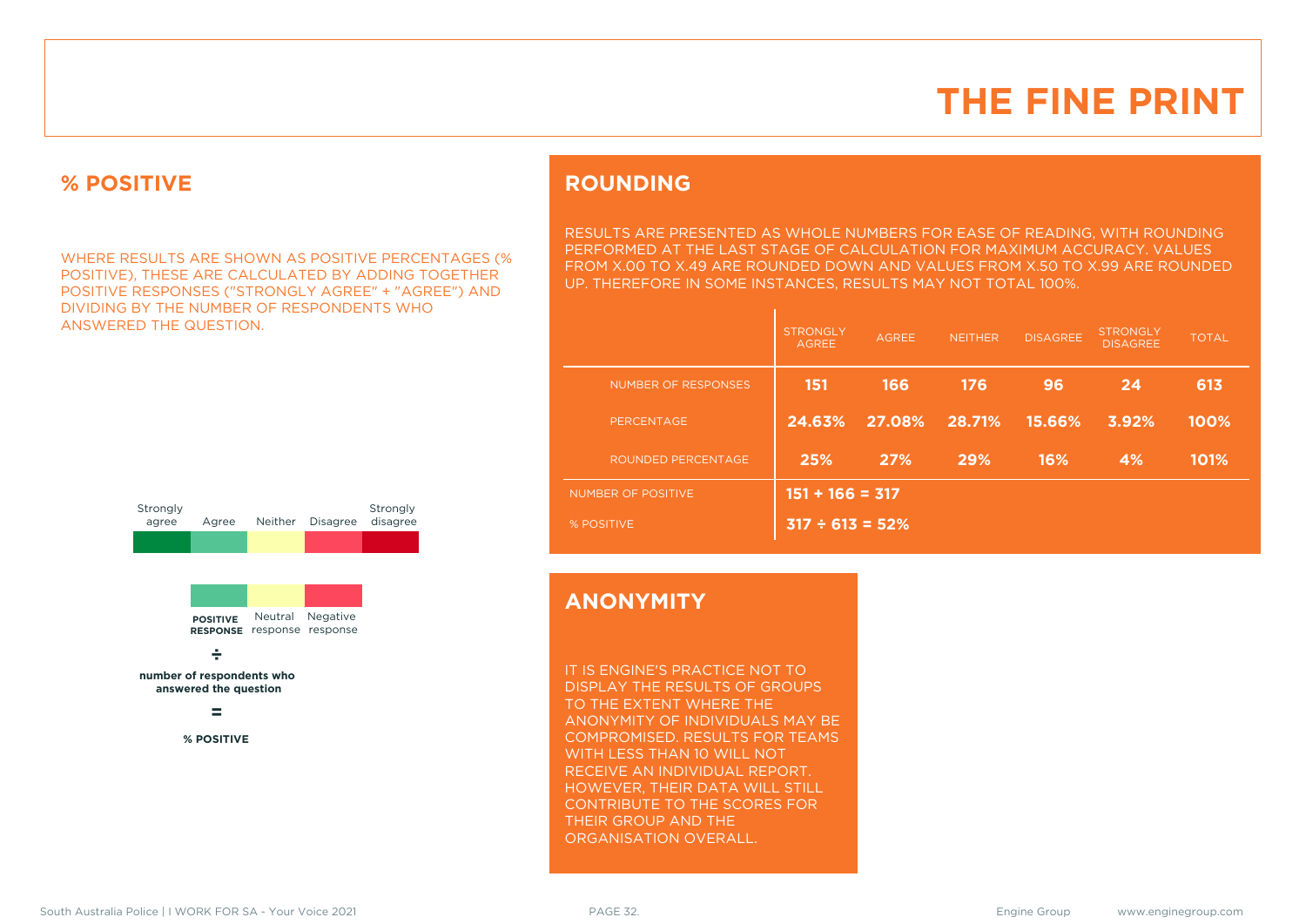# THE FINE PRINT

## % POSITIVE

WHERE RESULTS ARE SHOWN AS POSITIVE PERCENTAGES (% POSITIVE), THESE ARE CALCULATED BY ADDING TOGETHER POSITIVE RESPONSES ("STRONGLY AGREE" + "AGREE") AND DIVIDING BY THE NUMBER OF RESPONDENTS WHO ANSWERED THE QUESTION.

Strongly agree
Agree
Neither
Disagree
Strongly disagree

**POSITIVE RESPONSE**
Neutral response
Negative response

÷

**number of respondents who answered the question**

=

**% POSITIVE**

## ROUNDING

RESULTS ARE PRESENTED AS WHOLE NUMBERS FOR EASE OF READING, WITH ROUNDING PERFORMED AT THE LAST STAGE OF CALCULATION FOR MAXIMUM ACCURACY. VALUES FROM X.00 TO X.49 ARE ROUNDED DOWN AND VALUES FROM X.50 TO X.99 ARE ROUNDED UP. THEREFORE IN SOME INSTANCES, RESULTS MAY NOT TOTAL 100%.

| | STRONGLY AGREE | AGREE | NEITHER | DISAGREE | STRONGLY DISAGREE | TOTAL |
|---|---|---|---|---|---|---|
| NUMBER OF RESPONSES | **151** | **166** | **176** | **96** | **24** | **613** |
| PERCENTAGE | **24.63%** | **27.08%** | **28.71%** | **15.66%** | **3.92%** | **100%** |
| ROUNDED PERCENTAGE | **25%** | **27%** | **29%** | **16%** | **4%** | **101%** |
| NUMBER OF POSITIVE | **151 + 166 = 317** | | | | | |
| % POSITIVE | **317 ÷ 613 = 52%** | | | | | |

## ANONYMITY

IT IS ENGINE'S PRACTICE NOT TO DISPLAY THE RESULTS OF GROUPS TO THE EXTENT WHERE THE ANONYMITY OF INDIVIDUALS MAY BE COMPROMISED. RESULTS FOR TEAMS WITH LESS THAN 10 WILL NOT RECEIVE AN INDIVIDUAL REPORT. HOWEVER, THEIR DATA WILL STILL CONTRIBUTE TO THE SCORES FOR THEIR GROUP AND THE ORGANISATION OVERALL.